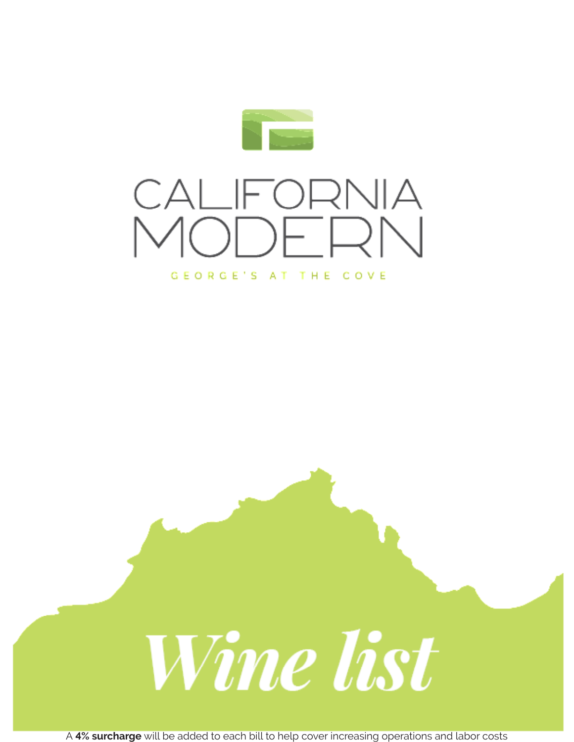# CALIFORNIA MODERN

GEORGE'S AT THE COVE

# *Wine list*

A **4% surcharge** will be added to each bill to help cover increasing operations and labor costs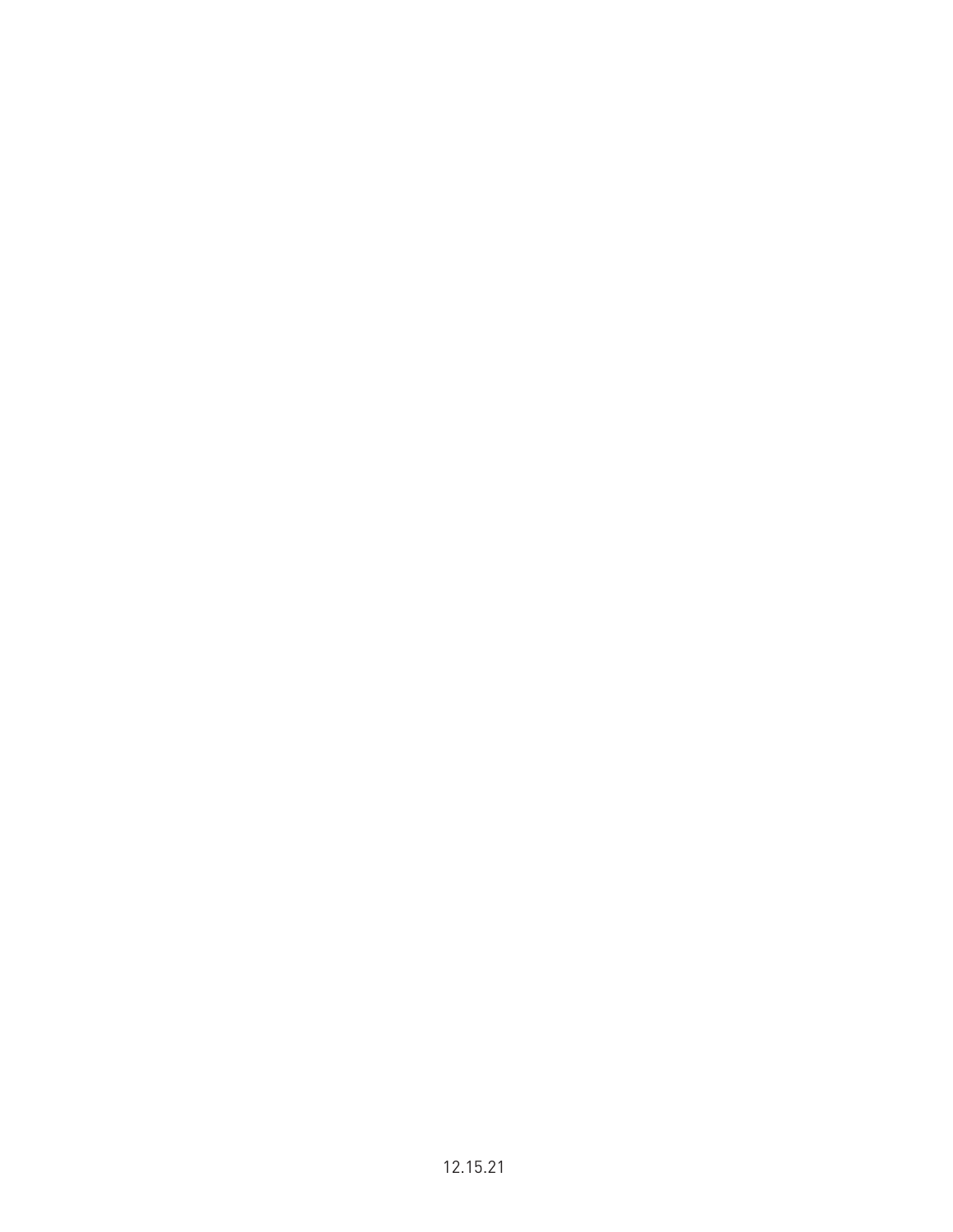12.15.21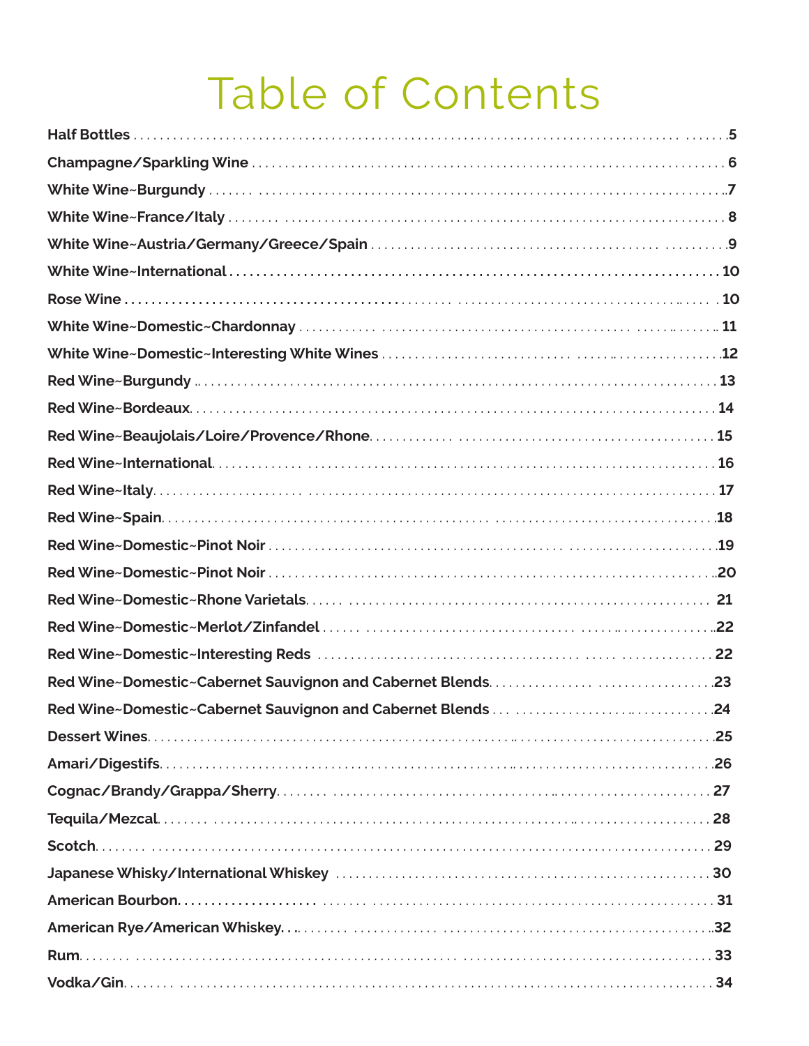# Table of Contents

| Section | Page |
|---|---|
| **Half Bottles** | 5 |
| **Champagne/Sparkling Wine** | 6 |
| **White Wine~Burgundy** | 7 |
| **White Wine~France/Italy** | 8 |
| **White Wine~Austria/Germany/Greece/Spain** | 9 |
| **White Wine~International** | 10 |
| **Rose Wine** | 10 |
| **White Wine~Domestic~Chardonnay** | 11 |
| **White Wine~Domestic~Interesting White Wines** | 12 |
| **Red Wine~Burgundy** | 13 |
| **Red Wine~Bordeaux** | 14 |
| **Red Wine~Beaujolais/Loire/Provence/Rhone** | 15 |
| **Red Wine~International** | 16 |
| **Red Wine~Italy** | 17 |
| **Red Wine~Spain** | 18 |
| **Red Wine~Domestic~Pinot Noir** | 19 |
| **Red Wine~Domestic~Pinot Noir** | 20 |
| **Red Wine~Domestic~Rhone Varietals** | 21 |
| **Red Wine~Domestic~Merlot/Zinfandel** | 22 |
| **Red Wine~Domestic~Interesting Reds** | 22 |
| **Red Wine~Domestic~Cabernet Sauvignon and Cabernet Blends** | 23 |
| **Red Wine~Domestic~Cabernet Sauvignon and Cabernet Blends** | 24 |
| **Dessert Wines** | 25 |
| **Amari/Digestifs** | 26 |
| **Cognac/Brandy/Grappa/Sherry** | 27 |
| **Tequila/Mezcal** | 28 |
| **Scotch** | 29 |
| **Japanese Whisky/International Whiskey** | 30 |
| **American Bourbon** | 31 |
| **American Rye/American Whiskey** | 32 |
| **Rum** | 33 |
| **Vodka/Gin** | 34 |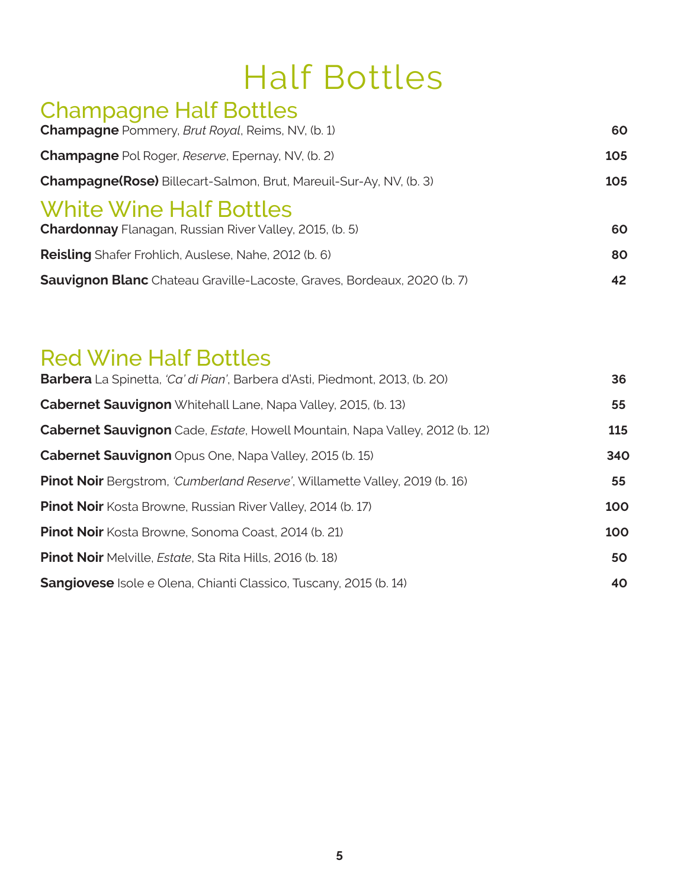# Half Bottles

## Champagne Half Bottles

| | |
|---|---|
| **Champagne** Pommery, *Brut Royal*, Reims, NV, (b. 1) | **60** |
| **Champagne** Pol Roger, *Reserve*, Epernay, NV, (b. 2) | **105** |
| **Champagne(Rose)** Billecart-Salmon, Brut, Mareuil-Sur-Ay, NV, (b. 3) | **105** |

## White Wine Half Bottles

| | |
|---|---|
| **Chardonnay** Flanagan, Russian River Valley, 2015, (b. 5) | **60** |
| **Reisling** Shafer Frohlich, Auslese, Nahe, 2012 (b. 6) | **80** |
| **Sauvignon Blanc** Chateau Graville-Lacoste, Graves, Bordeaux, 2020 (b. 7) | **42** |

## Red Wine Half Bottles

| | |
|---|---|
| **Barbera** La Spinetta, *'Ca' di Pian'*, Barbera d'Asti, Piedmont, 2013, (b. 20) | **36** |
| **Cabernet Sauvignon** Whitehall Lane, Napa Valley, 2015, (b. 13) | **55** |
| **Cabernet Sauvignon** Cade, *Estate*, Howell Mountain, Napa Valley, 2012 (b. 12) | **115** |
| **Cabernet Sauvignon** Opus One, Napa Valley, 2015 (b. 15) | **340** |
| **Pinot Noir** Bergstrom, *'Cumberland Reserve'*, Willamette Valley, 2019 (b. 16) | **55** |
| **Pinot Noir** Kosta Browne, Russian River Valley, 2014 (b. 17) | **100** |
| **Pinot Noir** Kosta Browne, Sonoma Coast, 2014 (b. 21) | **100** |
| **Pinot Noir** Melville, *Estate*, Sta Rita Hills, 2016 (b. 18) | **50** |
| **Sangiovese** Isole e Olena, Chianti Classico, Tuscany, 2015 (b. 14) | **40** |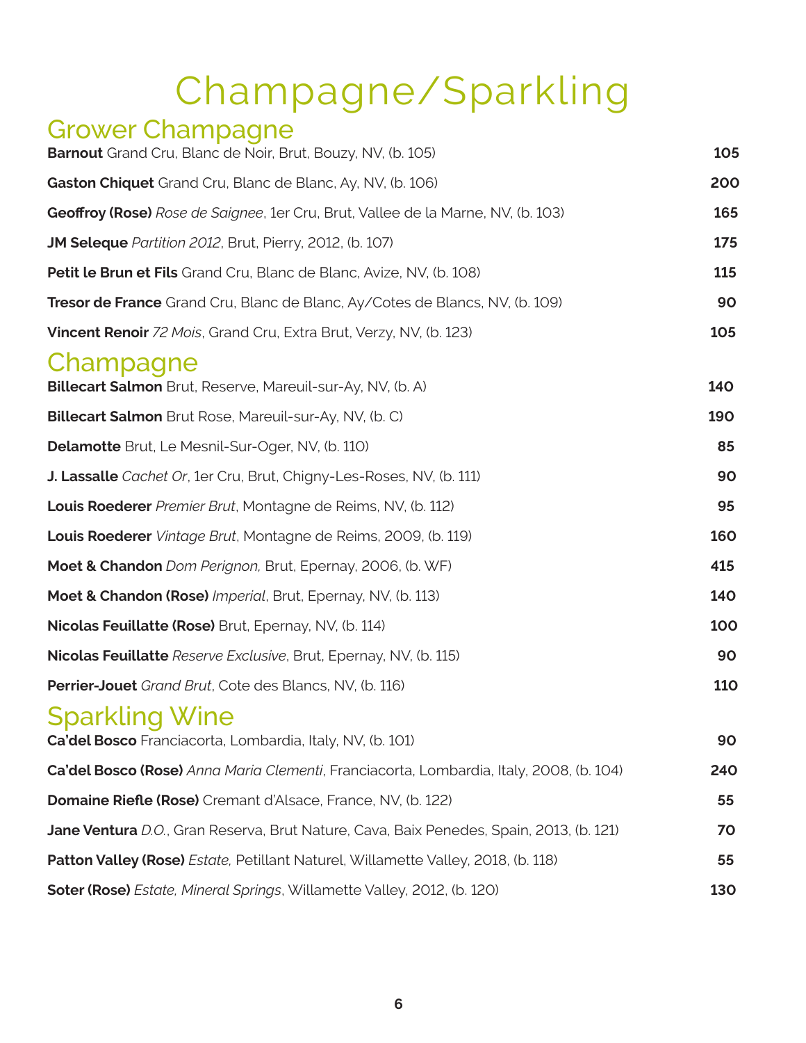# Champagne/Sparkling

## Grower Champagne

| | |
|---|---|
| **Barnout** Grand Cru, Blanc de Noir, Brut, Bouzy, NV, (b. 105) | **105** |
| **Gaston Chiquet** Grand Cru, Blanc de Blanc, Ay, NV, (b. 106) | **200** |
| **Geoffroy (Rose)** *Rose de Saignee*, 1er Cru, Brut, Vallee de la Marne, NV, (b. 103) | **165** |
| **JM Seleque** *Partition 2012*, Brut, Pierry, 2012, (b. 107) | **175** |
| **Petit le Brun et Fils** Grand Cru, Blanc de Blanc, Avize, NV, (b. 108) | **115** |
| **Tresor de France** Grand Cru, Blanc de Blanc, Ay/Cotes de Blancs, NV, (b. 109) | **90** |
| **Vincent Renoir** *72 Mois*, Grand Cru, Extra Brut, Verzy, NV, (b. 123) | **105** |

## Champagne

| | |
|---|---|
| **Billecart Salmon** Brut, Reserve, Mareuil-sur-Ay, NV, (b. A) | **140** |
| **Billecart Salmon** Brut Rose, Mareuil-sur-Ay, NV, (b. C) | **190** |
| **Delamotte** Brut, Le Mesnil-Sur-Oger, NV, (b. 110) | **85** |
| **J. Lassalle** *Cachet Or*, 1er Cru, Brut, Chigny-Les-Roses, NV, (b. 111) | **90** |
| **Louis Roederer** *Premier Brut*, Montagne de Reims, NV, (b. 112) | **95** |
| **Louis Roederer** *Vintage Brut*, Montagne de Reims, 2009, (b. 119) | **160** |
| **Moet & Chandon** *Dom Perignon,* Brut, Epernay, 2006, (b. WF) | **415** |
| **Moet & Chandon (Rose)** *Imperial*, Brut, Epernay, NV, (b. 113) | **140** |
| **Nicolas Feuillatte (Rose)** Brut, Epernay, NV, (b. 114) | **100** |
| **Nicolas Feuillatte** *Reserve Exclusive*, Brut, Epernay, NV, (b. 115) | **90** |
| **Perrier-Jouet** *Grand Brut*, Cote des Blancs, NV, (b. 116) | **110** |

## Sparkling Wine

| | |
|---|---|
| **Ca'del Bosco** Franciacorta, Lombardia, Italy, NV, (b. 101) | **90** |
| **Ca'del Bosco (Rose)** *Anna Maria Clementi*, Franciacorta, Lombardia, Italy, 2008, (b. 104) | **240** |
| **Domaine Riefle (Rose)** Cremant d'Alsace, France, NV, (b. 122) | **55** |
| **Jane Ventura** *D.O.*, Gran Reserva, Brut Nature, Cava, Baix Penedes, Spain, 2013, (b. 121) | **70** |
| **Patton Valley (Rose)** *Estate,* Petillant Naturel, Willamette Valley, 2018, (b. 118) | **55** |
| **Soter (Rose)** *Estate, Mineral Springs*, Willamette Valley, 2012, (b. 120) | **130** |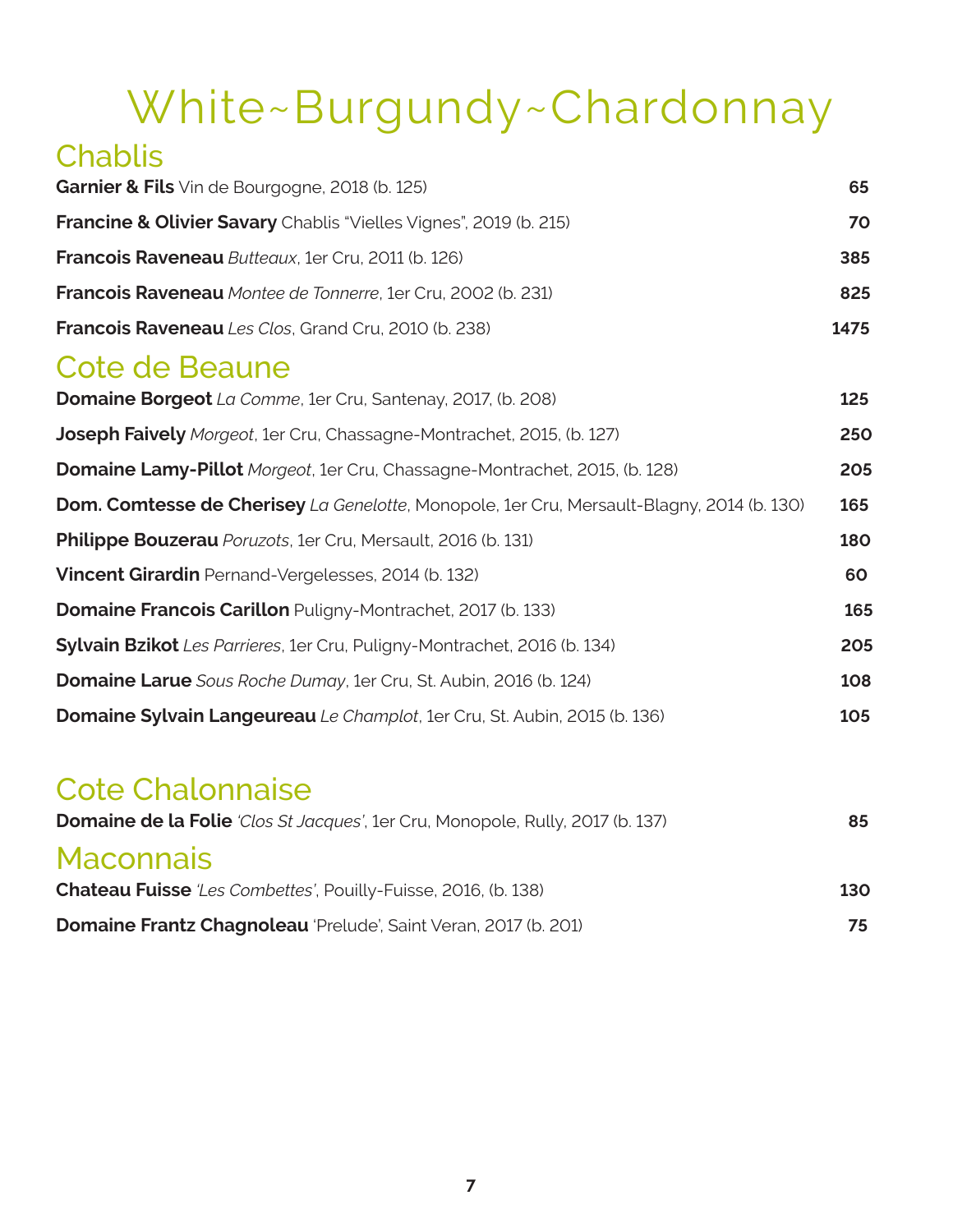# White~Burgundy~Chardonnay

## Chablis

**Garnier & Fils** Vin de Bourgogne, 2018 (b. 125) **65**

**Francine & Olivier Savary** Chablis “Vielles Vignes”, 2019 (b. 215) **70**

**Francois Raveneau** *Butteaux*, 1er Cru, 2011 (b. 126) **385**

**Francois Raveneau** *Montee de Tonnerre*, 1er Cru, 2002 (b. 231) **825**

**Francois Raveneau** *Les Clos*, Grand Cru, 2010 (b. 238) **1475**

## Cote de Beaune

**Domaine Borgeot** *La Comme*, 1er Cru, Santenay, 2017, (b. 208) **125**

**Joseph Faively** *Morgeot*, 1er Cru, Chassagne-Montrachet, 2015, (b. 127) **250**

**Domaine Lamy-Pillot** *Morgeot*, 1er Cru, Chassagne-Montrachet, 2015, (b. 128) **205**

**Dom. Comtesse de Cherisey** *La Genelotte*, Monopole, 1er Cru, Mersault-Blagny, 2014 (b. 130) **165**

**Philippe Bouzerau** *Poruzots*, 1er Cru, Mersault, 2016 (b. 131) **180**

**Vincent Girardin** Pernand-Vergelesses, 2014 (b. 132) **60**

**Domaine Francois Carillon** Puligny-Montrachet, 2017 (b. 133) **165**

**Sylvain Bzikot** *Les Parrieres*, 1er Cru, Puligny-Montrachet, 2016 (b. 134) **205**

**Domaine Larue** *Sous Roche Dumay*, 1er Cru, St. Aubin, 2016 (b. 124) **108**

**Domaine Sylvain Langeureau** *Le Champlot*, 1er Cru, St. Aubin, 2015 (b. 136) **105**

## Cote Chalonnaise

**Domaine de la Folie** *'Clos St Jacques'*, 1er Cru, Monopole, Rully, 2017 (b. 137) **85**

## Maconnais

**Chateau Fuisse** *'Les Combettes'*, Pouilly-Fuisse, 2016, (b. 138) **130**

**Domaine Frantz Chagnoleau** 'Prelude', Saint Veran, 2017 (b. 201) **75**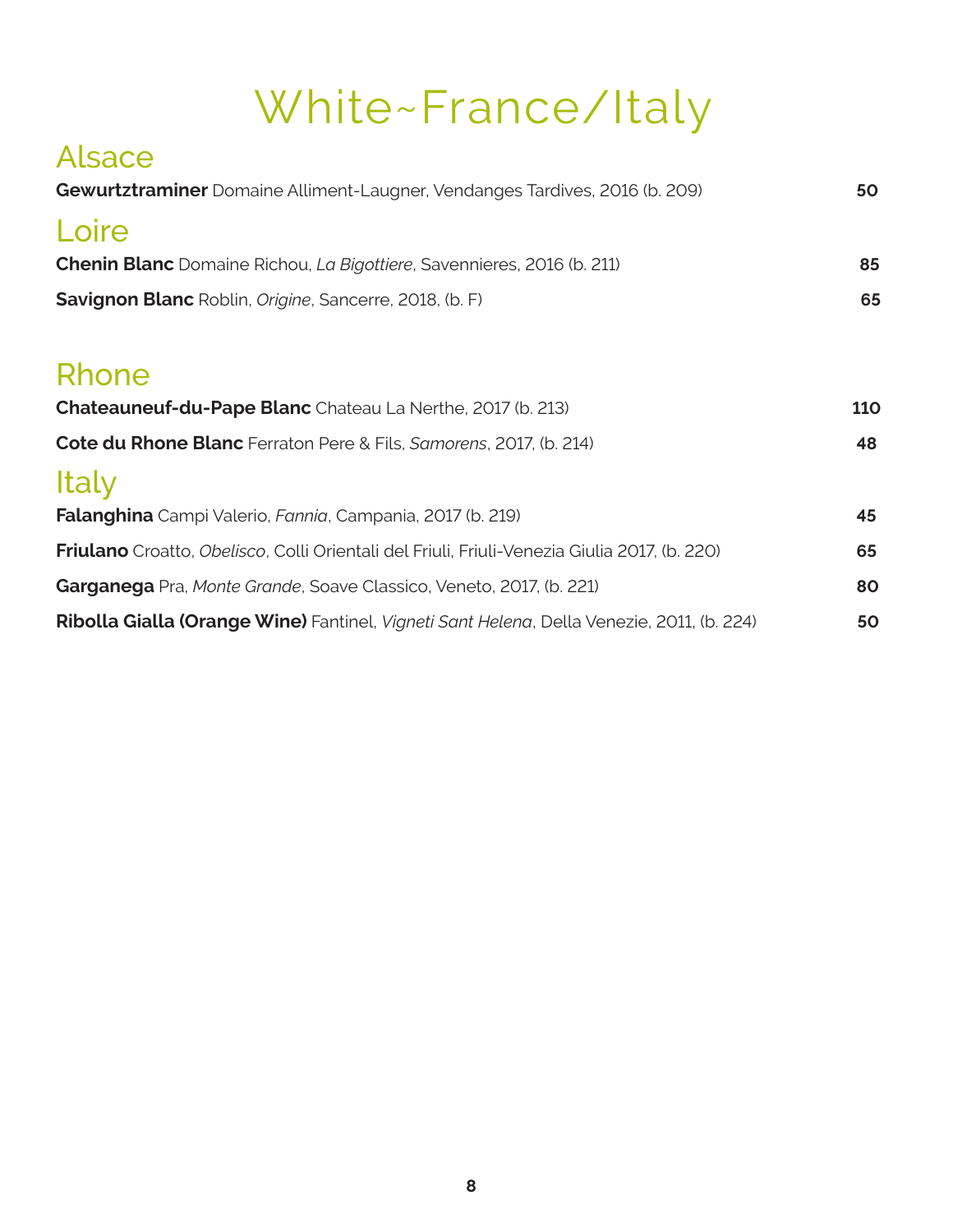# White~France/Italy

## Alsace

**Gewurtztraminer** Domaine Alliment-Laugner, Vendanges Tardives, 2016 (b. 209) **50**

## Loire

**Chenin Blanc** Domaine Richou, *La Bigottiere*, Savennieres, 2016 (b. 211) **85**

**Savignon Blanc** Roblin, *Origine*, Sancerre, 2018, (b. F) **65**

## Rhone

**Chateauneuf-du-Pape Blanc** Chateau La Nerthe, 2017 (b. 213) **110**

**Cote du Rhone Blanc** Ferraton Pere & Fils, *Samorens*, 2017, (b. 214) **48**

## Italy

**Falanghina** Campi Valerio, *Fannia*, Campania, 2017 (b. 219) **45**

**Friulano** Croatto, *Obelisco*, Colli Orientali del Friuli, Friuli-Venezia Giulia 2017, (b. 220) **65**

**Garganega** Pra, *Monte Grande*, Soave Classico, Veneto, 2017, (b. 221) **80**

**Ribolla Gialla (Orange Wine)** Fantinel, *Vigneti Sant Helena*, Della Venezie, 2011, (b. 224) **50**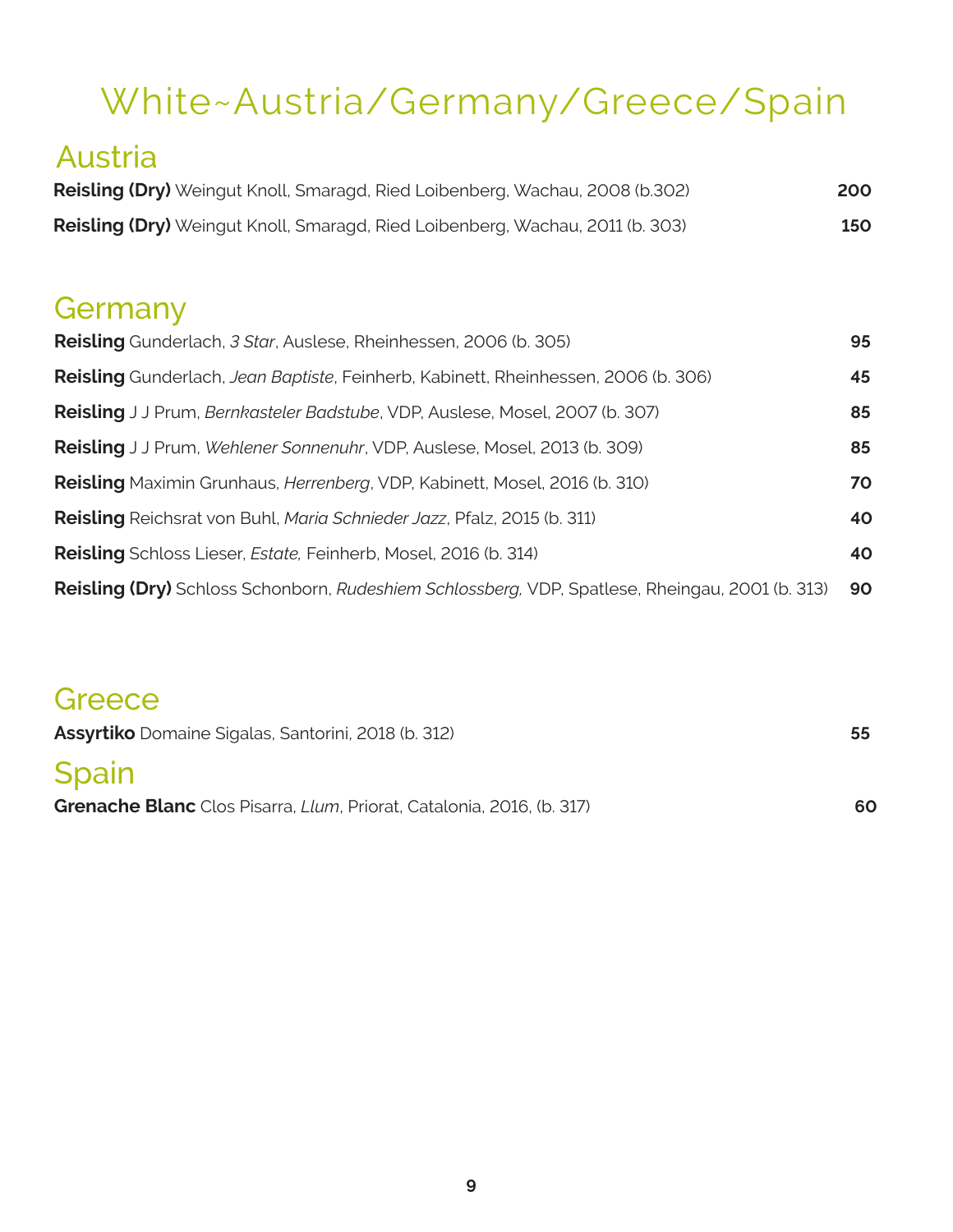# White~Austria/Germany/Greece/Spain

## Austria

**Reisling (Dry)** Weingut Knoll, Smaragd, Ried Loibenberg, Wachau, 2008 (b.302) **200**

**Reisling (Dry)** Weingut Knoll, Smaragd, Ried Loibenberg, Wachau, 2011 (b. 303) **150**

## Germany

**Reisling** Gunderlach, *3 Star*, Auslese, Rheinhessen, 2006 (b. 305) **95**

**Reisling** Gunderlach, *Jean Baptiste*, Feinherb, Kabinett, Rheinhessen, 2006 (b. 306) **45**

**Reisling** J J Prum, *Bernkasteler Badstube*, VDP, Auslese, Mosel, 2007 (b. 307) **85**

**Reisling** J J Prum, *Wehlener Sonnenuhr*, VDP, Auslese, Mosel, 2013 (b. 309) **85**

**Reisling** Maximin Grunhaus, *Herrenberg*, VDP, Kabinett, Mosel, 2016 (b. 310) **70**

**Reisling** Reichsrat von Buhl, *Maria Schnieder Jazz*, Pfalz, 2015 (b. 311) **40**

**Reisling** Schloss Lieser, *Estate,* Feinherb, Mosel, 2016 (b. 314) **40**

**Reisling (Dry)** Schloss Schonborn, *Rudeshiem Schlossberg,* VDP, Spatlese, Rheingau, 2001 (b. 313) **90**

## Greece

**Assyrtiko** Domaine Sigalas, Santorini, 2018 (b. 312) **55**

## Spain

**Grenache Blanc** Clos Pisarra, *Llum*, Priorat, Catalonia, 2016, (b. 317) **60**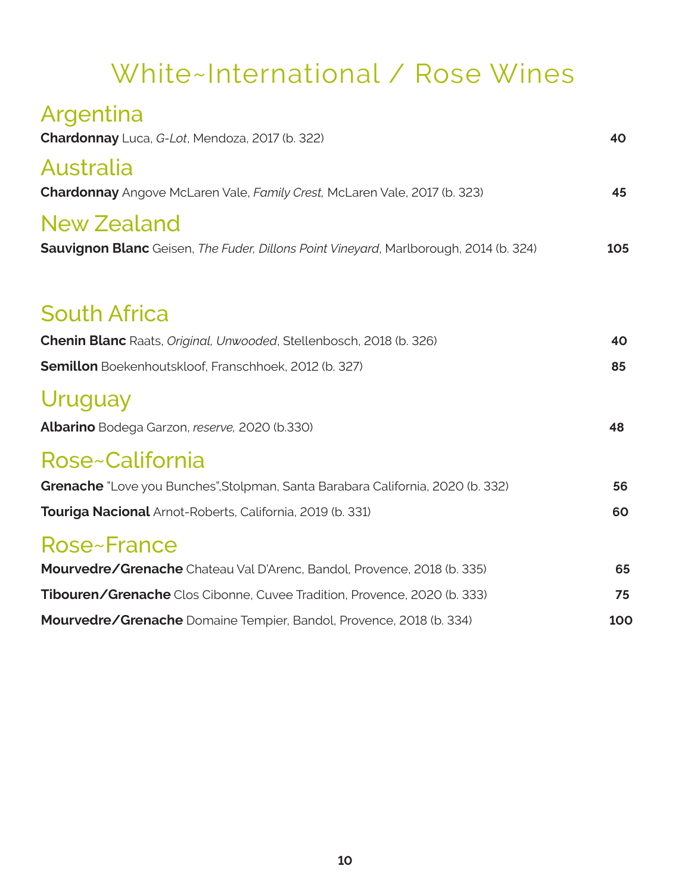# White~International / Rose Wines

## Argentina

**Chardonnay** Luca, *G-Lot*, Mendoza, 2017 (b. 322) **40**

## Australia

**Chardonnay** Angove McLaren Vale, *Family Crest,* McLaren Vale, 2017 (b. 323) **45**

## New Zealand

**Sauvignon Blanc** Geisen, *The Fuder, Dillons Point Vineyard*, Marlborough, 2014 (b. 324) **105**

## South Africa

**Chenin Blanc** Raats, *Original, Unwooded*, Stellenbosch, 2018 (b. 326) **40**

**Semillon** Boekenhoutskloof, Franschhoek, 2012 (b. 327) **85**

## Uruguay

**Albarino** Bodega Garzon, *reserve,* 2020 (b.330) **48**

## Rose~California

**Grenache** "Love you Bunches",Stolpman, Santa Barabara California, 2020 (b. 332) **56**

**Touriga Nacional** Arnot-Roberts, California, 2019 (b. 331) **60**

## Rose~France

**Mourvedre/Grenache** Chateau Val D'Arenc, Bandol, Provence, 2018 (b. 335) **65**

**Tibouren/Grenache** Clos Cibonne, Cuvee Tradition, Provence, 2020 (b. 333) **75**

**Mourvedre/Grenache** Domaine Tempier, Bandol, Provence, 2018 (b. 334) **100**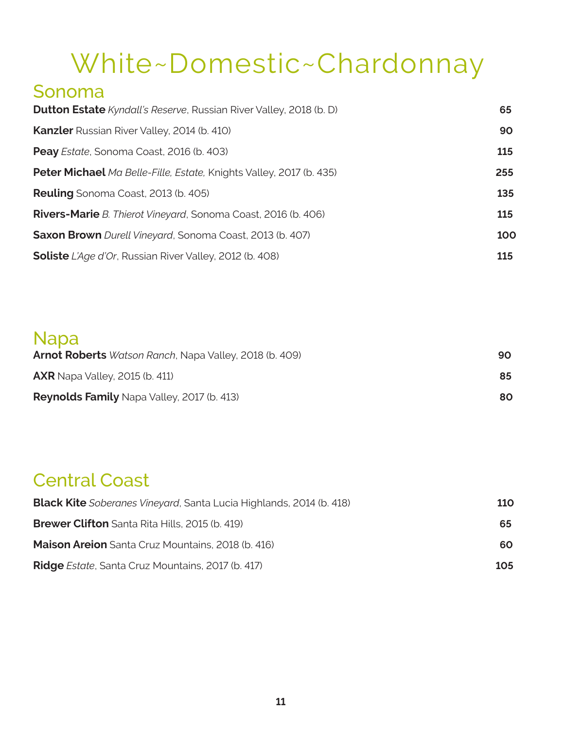# White~Domestic~Chardonnay

## Sonoma

| | |
|---|---|
| **Dutton Estate** *Kyndall's Reserve*, Russian River Valley, 2018 (b. D) | **65** |
| **Kanzler** Russian River Valley, 2014 (b. 410) | **90** |
| **Peay** *Estate*, Sonoma Coast, 2016 (b. 403) | **115** |
| **Peter Michael** *Ma Belle-Fille, Estate,* Knights Valley, 2017 (b. 435) | **255** |
| **Reuling** Sonoma Coast, 2013 (b. 405) | **135** |
| **Rivers-Marie** *B. Thierot Vineyard*, Sonoma Coast, 2016 (b. 406) | **115** |
| **Saxon Brown** *Durell Vineyard*, Sonoma Coast, 2013 (b. 407) | **100** |
| **Soliste** *L'Age d'Or*, Russian River Valley, 2012 (b. 408) | **115** |

## Napa

| | |
|---|---|
| **Arnot Roberts** *Watson Ranch*, Napa Valley, 2018 (b. 409) | **90** |
| **AXR** Napa Valley, 2015 (b. 411) | **85** |
| **Reynolds Family** Napa Valley, 2017 (b. 413) | **80** |

## Central Coast

| | |
|---|---|
| **Black Kite** *Soberanes Vineyard*, Santa Lucia Highlands, 2014 (b. 418) | **110** |
| **Brewer Clifton** Santa Rita Hills, 2015 (b. 419) | **65** |
| **Maison Areion** Santa Cruz Mountains, 2018 (b. 416) | **60** |
| **Ridge** *Estate*, Santa Cruz Mountains, 2017 (b. 417) | **105** |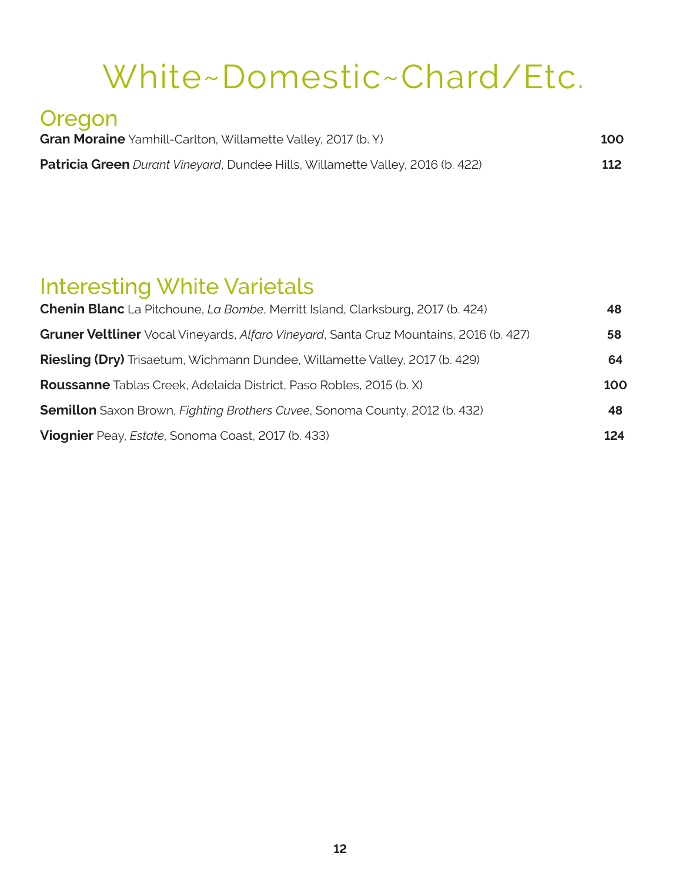# White~Domestic~Chard/Etc.

## Oregon

**Gran Moraine** Yamhill-Carlton, Willamette Valley, 2017 (b. Y) **100**

**Patricia Green** *Durant Vineyard*, Dundee Hills, Willamette Valley, 2016 (b. 422) **112**

## Interesting White Varietals

**Chenin Blanc** La Pitchoune, *La Bombe*, Merritt Island, Clarksburg, 2017 (b. 424) **48**

**Gruner Veltliner** Vocal Vineyards, *Alfaro Vineyard*, Santa Cruz Mountains, 2016 (b. 427) **58**

**Riesling (Dry)** Trisaetum, Wichmann Dundee, Willamette Valley, 2017 (b. 429) **64**

**Roussanne** Tablas Creek, Adelaida District, Paso Robles, 2015 (b. X) **100**

**Semillon** Saxon Brown, *Fighting Brothers Cuvee*, Sonoma County, 2012 (b. 432) **48**

**Viognier** Peay, *Estate*, Sonoma Coast, 2017 (b. 433) **124**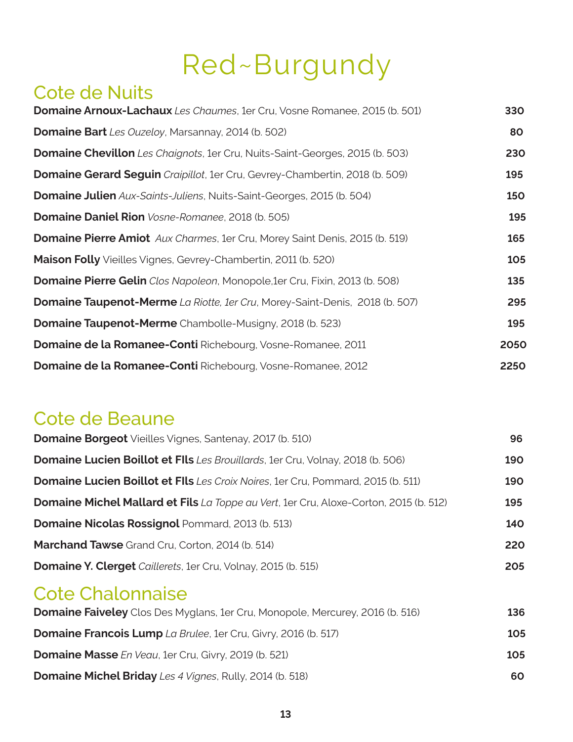# Red~Burgundy

## Cote de Nuits

| | |
|---|---|
| **Domaine Arnoux-Lachaux** *Les Chaumes*, 1er Cru, Vosne Romanee, 2015 (b. 501) | 330 |
| **Domaine Bart** *Les Ouzeloy*, Marsannay, 2014 (b. 502) | 80 |
| **Domaine Chevillon** *Les Chaignots*, 1er Cru, Nuits-Saint-Georges, 2015 (b. 503) | 230 |
| **Domaine Gerard Seguin** *Craipillot*, 1er Cru, Gevrey-Chambertin, 2018 (b. 509) | 195 |
| **Domaine Julien** *Aux-Saints-Juliens*, Nuits-Saint-Georges, 2015 (b. 504) | 150 |
| **Domaine Daniel Rion** *Vosne-Romanee*, 2018 (b. 505) | 195 |
| **Domaine Pierre Amiot** *Aux Charmes*, 1er Cru, Morey Saint Denis, 2015 (b. 519) | 165 |
| **Maison Folly** Vieilles Vignes, Gevrey-Chambertin, 2011 (b. 520) | 105 |
| **Domaine Pierre Gelin** *Clos Napoleon*, Monopole,1er Cru, Fixin, 2013 (b. 508) | 135 |
| **Domaine Taupenot-Merme** *La Riotte, 1er Cru*, Morey-Saint-Denis, 2018 (b. 507) | 295 |
| **Domaine Taupenot-Merme** Chambolle-Musigny, 2018 (b. 523) | 195 |
| **Domaine de la Romanee-Conti** Richebourg, Vosne-Romanee, 2011 | 2050 |
| **Domaine de la Romanee-Conti** Richebourg, Vosne-Romanee, 2012 | 2250 |

## Cote de Beaune

| | |
|---|---|
| **Domaine Borgeot** Vieilles Vignes, Santenay, 2017 (b. 510) | 96 |
| **Domaine Lucien Boillot et FIls** *Les Brouillards*, 1er Cru, Volnay, 2018 (b. 506) | 190 |
| **Domaine Lucien Boillot et FIls** *Les Croix Noires*, 1er Cru, Pommard, 2015 (b. 511) | 190 |
| **Domaine Michel Mallard et Fils** *La Toppe au Vert*, 1er Cru, Aloxe-Corton, 2015 (b. 512) | 195 |
| **Domaine Nicolas Rossignol** Pommard, 2013 (b. 513) | 140 |
| **Marchand Tawse** Grand Cru, Corton, 2014 (b. 514) | 220 |
| **Domaine Y. Clerget** *Caillerets*, 1er Cru, Volnay, 2015 (b. 515) | 205 |

## Cote Chalonnaise

| | |
|---|---|
| **Domaine Faiveley** Clos Des Myglans, 1er Cru, Monopole, Mercurey, 2016 (b. 516) | 136 |
| **Domaine Francois Lump** *La Brulee*, 1er Cru, Givry, 2016 (b. 517) | 105 |
| **Domaine Masse** *En Veau*, 1er Cru, Givry, 2019 (b. 521) | 105 |
| **Domaine Michel Briday** *Les 4 Vignes*, Rully, 2014 (b. 518) | 60 |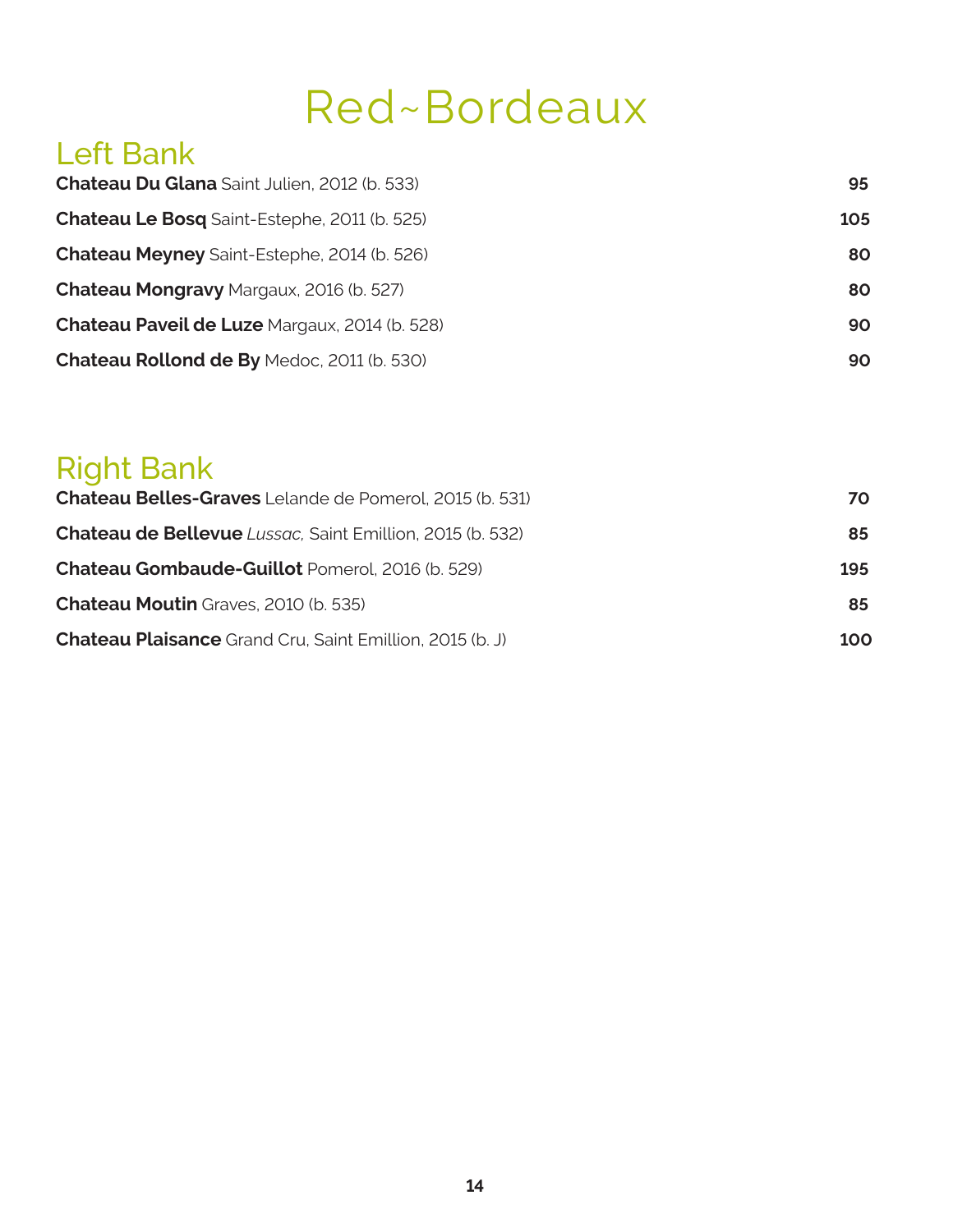# Red~Bordeaux

## Left Bank

| Wine | Price |
|---|---|
| **Chateau Du Glana** Saint Julien, 2012 (b. 533) | **95** |
| **Chateau Le Bosq** Saint-Estephe, 2011 (b. 525) | **105** |
| **Chateau Meyney** Saint-Estephe, 2014 (b. 526) | **80** |
| **Chateau Mongravy** Margaux, 2016 (b. 527) | **80** |
| **Chateau Paveil de Luze** Margaux, 2014 (b. 528) | **90** |
| **Chateau Rollond de By** Medoc, 2011 (b. 530) | **90** |

## Right Bank

| Wine | Price |
|---|---|
| **Chateau Belles-Graves** Lelande de Pomerol, 2015 (b. 531) | **70** |
| **Chateau de Bellevue** *Lussac,* Saint Emillion, 2015 (b. 532) | **85** |
| **Chateau Gombaude-Guillot** Pomerol, 2016 (b. 529) | **195** |
| **Chateau Moutin** Graves, 2010 (b. 535) | **85** |
| **Chateau Plaisance** Grand Cru, Saint Emillion, 2015 (b. J) | **100** |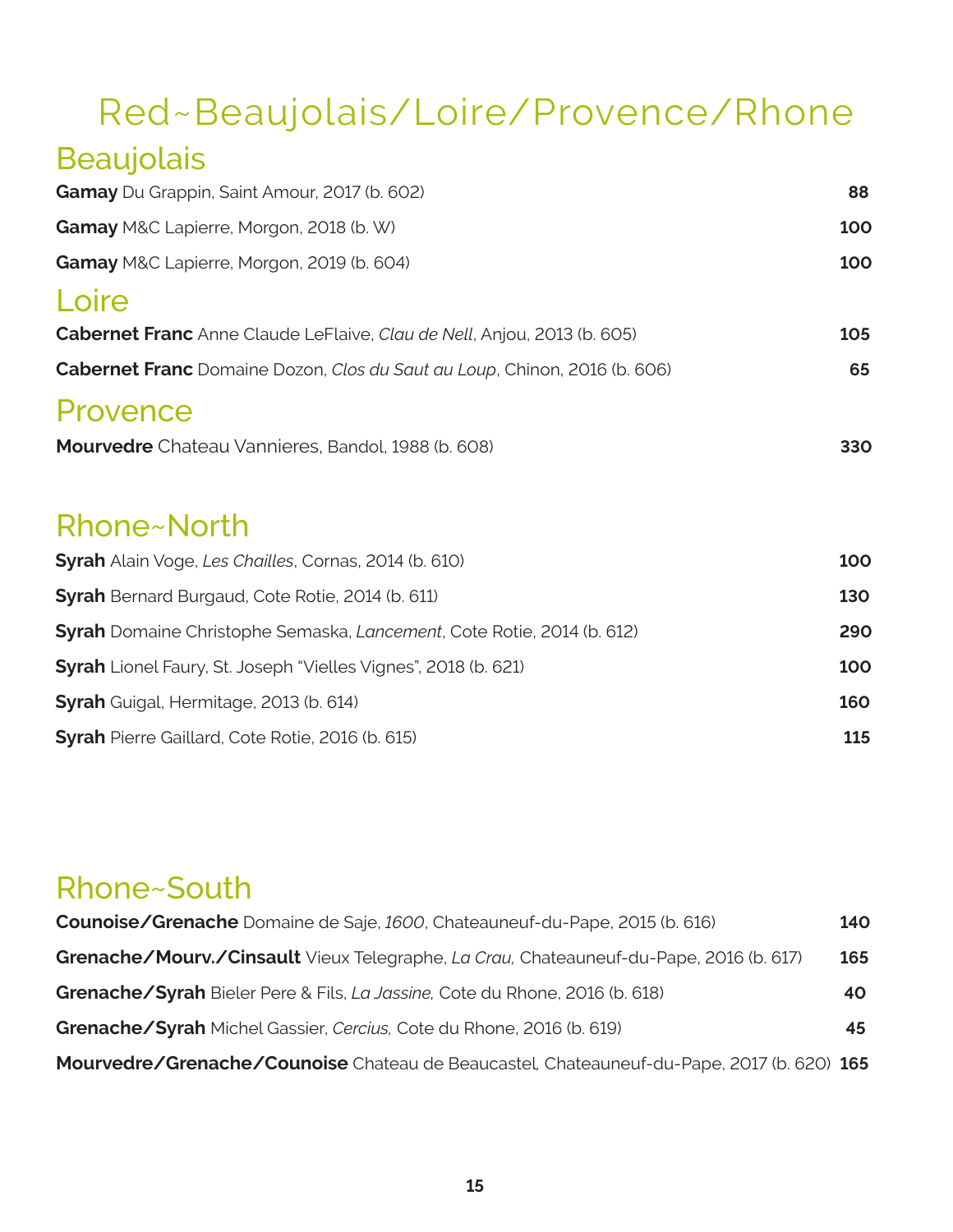# Red~Beaujolais/Loire/Provence/Rhone

## Beaujolais

**Gamay** Du Grappin, Saint Amour, 2017 (b. 602) **88**

**Gamay** M&C Lapierre, Morgon, 2018 (b. W) **100**

**Gamay** M&C Lapierre, Morgon, 2019 (b. 604) **100**

## Loire

**Cabernet Franc** Anne Claude LeFlaive, *Clau de Nell*, Anjou, 2013 (b. 605) **105**

**Cabernet Franc** Domaine Dozon, *Clos du Saut au Loup*, Chinon, 2016 (b. 606) **65**

## Provence

**Mourvedre** Chateau Vannieres, Bandol, 1988 (b. 608) **330**

## Rhone~North

**Syrah** Alain Voge, *Les Chailles*, Cornas, 2014 (b. 610) **100**

**Syrah** Bernard Burgaud, Cote Rotie, 2014 (b. 611) **130**

**Syrah** Domaine Christophe Semaska, *Lancement*, Cote Rotie, 2014 (b. 612) **290**

**Syrah** Lionel Faury, St. Joseph "Vielles Vignes", 2018 (b. 621) **100**

**Syrah** Guigal, Hermitage, 2013 (b. 614) **160**

**Syrah** Pierre Gaillard, Cote Rotie, 2016 (b. 615) **115**

## Rhone~South

**Counoise/Grenache** Domaine de Saje, *1600*, Chateauneuf-du-Pape, 2015 (b. 616) **140**

**Grenache/Mourv./Cinsault** Vieux Telegraphe, *La Crau,* Chateauneuf-du-Pape, 2016 (b. 617) **165**

**Grenache/Syrah** Bieler Pere & Fils, *La Jassine,* Cote du Rhone, 2016 (b. 618) **40**

**Grenache/Syrah** Michel Gassier, *Cercius,* Cote du Rhone, 2016 (b. 619) **45**

**Mourvedre/Grenache/Counoise** Chateau de Beaucastel, Chateauneuf-du-Pape, 2017 (b. 620) **165**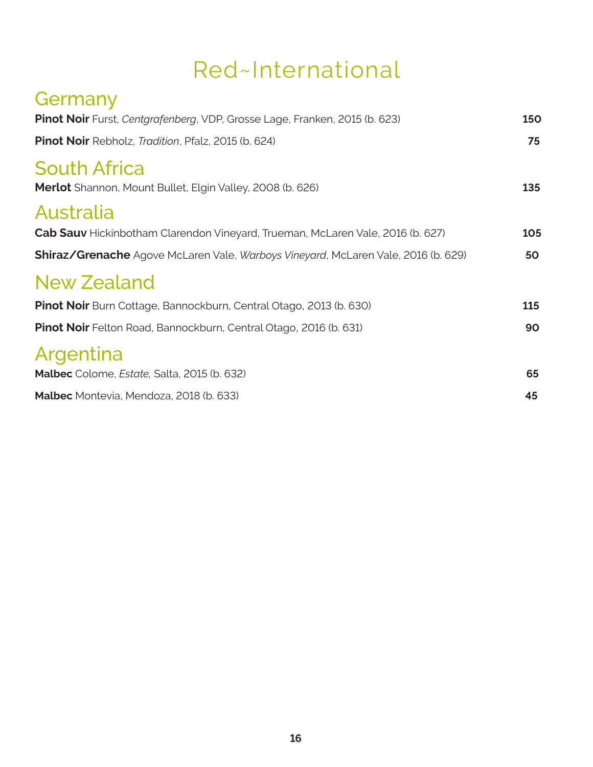# Red~International

## Germany

**Pinot Noir** Furst, *Centgrafenberg*, VDP, Grosse Lage, Franken, 2015 (b. 623) **150**

**Pinot Noir** Rebholz, *Tradition*, Pfalz, 2015 (b. 624) **75**

## South Africa

**Merlot** Shannon, Mount Bullet, Elgin Valley, 2008 (b. 626) **135**

## Australia

**Cab Sauv** Hickinbotham Clarendon Vineyard, Trueman, McLaren Vale, 2016 (b. 627) **105**

**Shiraz/Grenache** Agove McLaren Vale, *Warboys Vineyard*, McLaren Vale, 2016 (b. 629) **50**

## New Zealand

**Pinot Noir** Burn Cottage, Bannockburn, Central Otago, 2013 (b. 630) **115**

**Pinot Noir** Felton Road, Bannockburn, Central Otago, 2016 (b. 631) **90**

## Argentina

**Malbec** Colome, *Estate,* Salta, 2015 (b. 632) **65**

**Malbec** Montevia, Mendoza, 2018 (b. 633) **45**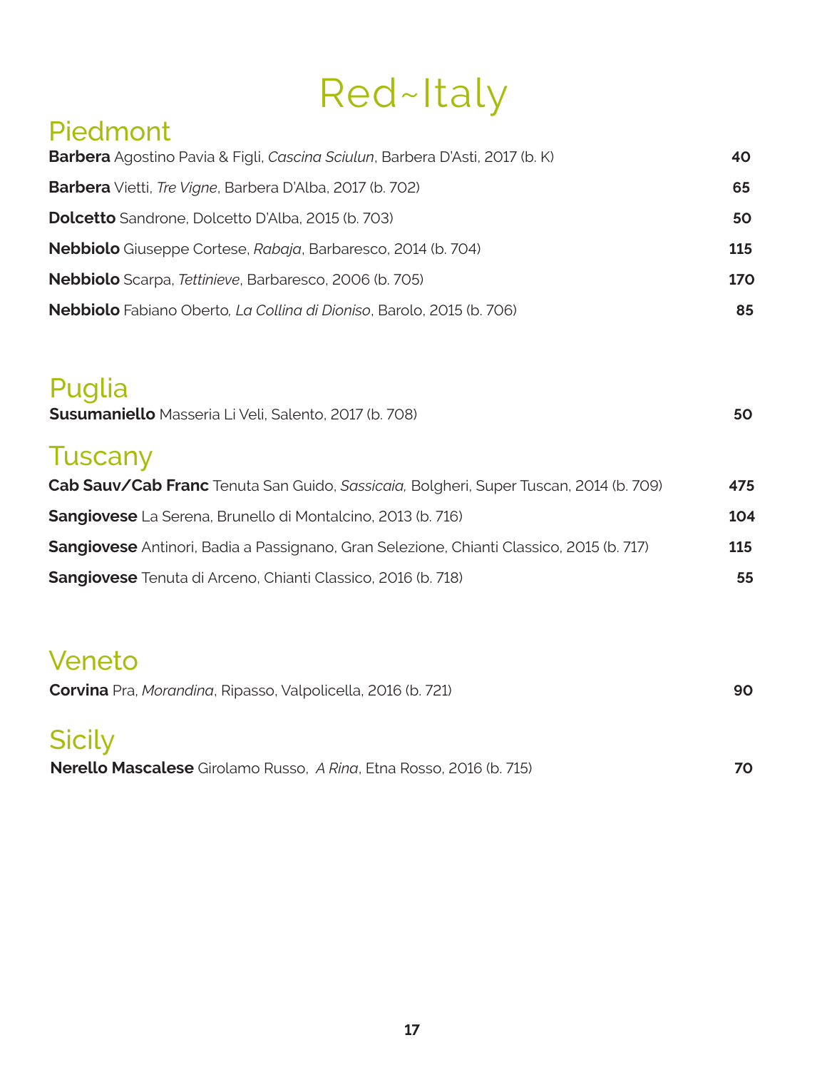# Red~Italy

## Piedmont

**Barbera** Agostino Pavia & Figli, *Cascina Sciulun*, Barbera D'Asti, 2017 (b. K) **40**

**Barbera** Vietti, *Tre Vigne*, Barbera D'Alba, 2017 (b. 702) **65**

**Dolcetto** Sandrone, Dolcetto D'Alba, 2015 (b. 703) **50**

**Nebbiolo** Giuseppe Cortese, *Rabaja*, Barbaresco, 2014 (b. 704) **115**

**Nebbiolo** Scarpa, *Tettinieve*, Barbaresco, 2006 (b. 705) **170**

**Nebbiolo** Fabiano Oberto*, La Collina di Dioniso*, Barolo, 2015 (b. 706) **85**

## Puglia

**Susumaniello** Masseria Li Veli, Salento, 2017 (b. 708) **50**

## Tuscany

**Cab Sauv/Cab Franc** Tenuta San Guido, *Sassicaia,* Bolgheri, Super Tuscan, 2014 (b. 709) **475**

**Sangiovese** La Serena, Brunello di Montalcino, 2013 (b. 716) **104**

**Sangiovese** Antinori, Badia a Passignano, Gran Selezione, Chianti Classico, 2015 (b. 717) **115**

**Sangiovese** Tenuta di Arceno, Chianti Classico, 2016 (b. 718) **55**

## Veneto

**Corvina** Pra, *Morandina*, Ripasso, Valpolicella, 2016 (b. 721) **90**

## Sicily

**Nerello Mascalese** Girolamo Russo, *A Rina*, Etna Rosso, 2016 (b. 715) **70**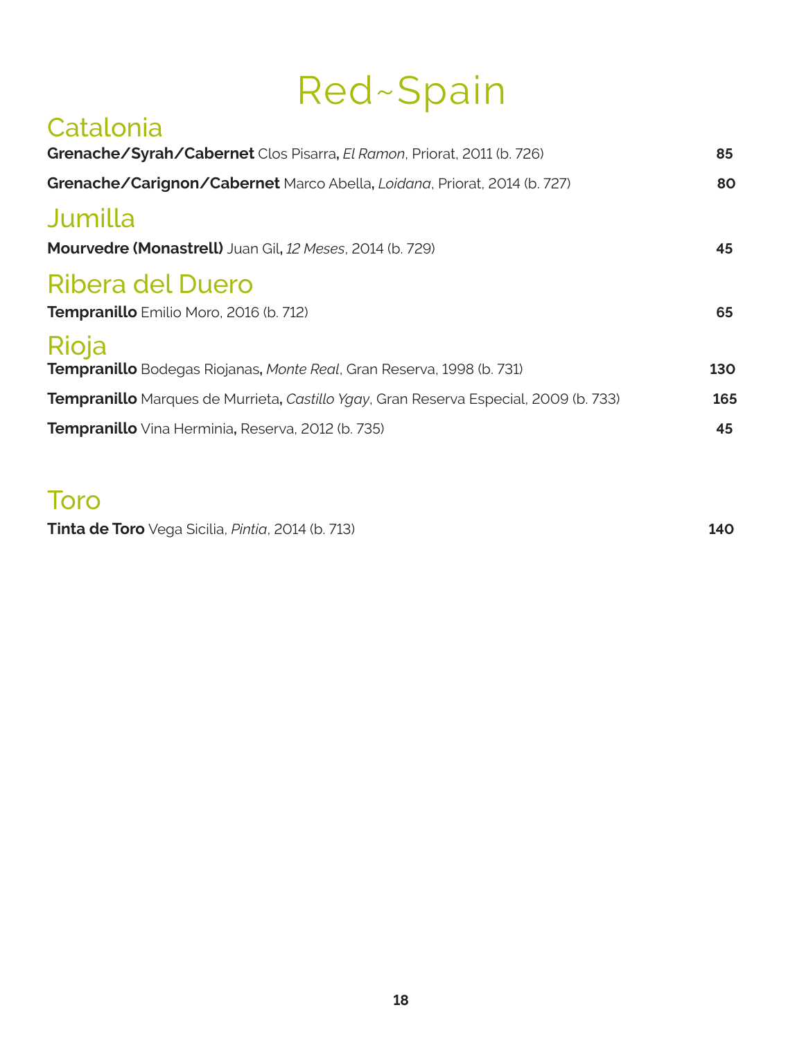# Red~Spain

## Catalonia

**Grenache/Syrah/Cabernet** Clos Pisarra, *El Ramon*, Priorat, 2011 (b. 726) **85**

**Grenache/Carignon/Cabernet** Marco Abella, *Loidana*, Priorat, 2014 (b. 727) **80**

## Jumilla

**Mourvedre (Monastrell)** Juan Gil, *12 Meses*, 2014 (b. 729) **45**

## Ribera del Duero

**Tempranillo** Emilio Moro, 2016 (b. 712) **65**

## Rioja

**Tempranillo** Bodegas Riojanas, *Monte Real*, Gran Reserva, 1998 (b. 731) **130**

**Tempranillo** Marques de Murrieta, *Castillo Ygay*, Gran Reserva Especial, 2009 (b. 733) **165**

**Tempranillo** Vina Herminia, Reserva, 2012 (b. 735) **45**

## Toro

**Tinta de Toro** Vega Sicilia, *Pintia*, 2014 (b. 713) **140**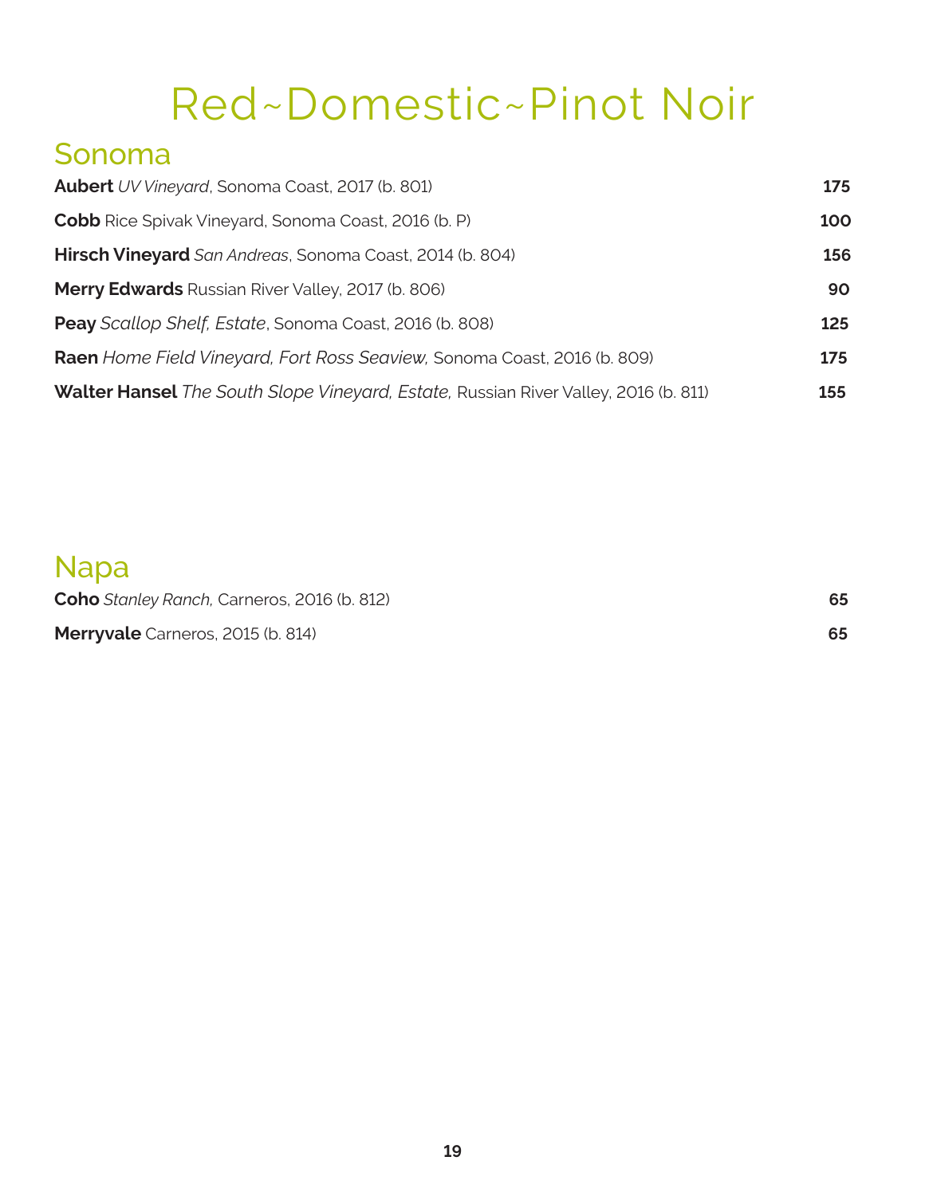# Red~Domestic~Pinot Noir

## Sonoma

**Aubert** *UV Vineyard*, Sonoma Coast, 2017 (b. 801) **175**

**Cobb** Rice Spivak Vineyard, Sonoma Coast, 2016 (b. P) **100**

**Hirsch Vineyard** *San Andreas*, Sonoma Coast, 2014 (b. 804) **156**

**Merry Edwards** Russian River Valley, 2017 (b. 806) **90**

**Peay** *Scallop Shelf, Estate*, Sonoma Coast, 2016 (b. 808) **125**

**Raen** *Home Field Vineyard, Fort Ross Seaview,* Sonoma Coast, 2016 (b. 809) **175**

**Walter Hansel** *The South Slope Vineyard, Estate,* Russian River Valley, 2016 (b. 811) **155**

## Napa

**Coho** *Stanley Ranch,* Carneros, 2016 (b. 812) **65**

**Merryvale** Carneros, 2015 (b. 814) **65**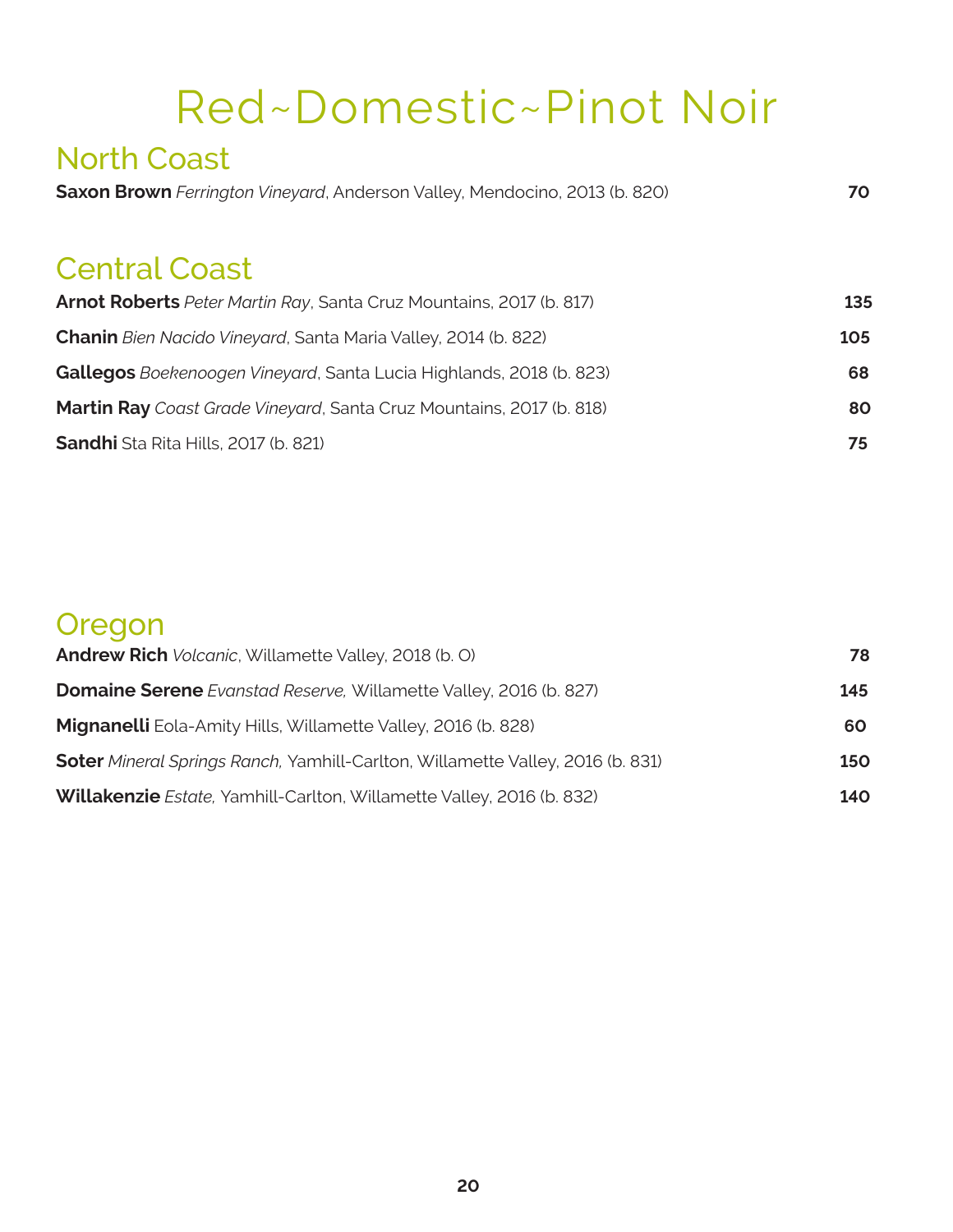# Red~Domestic~Pinot Noir

## North Coast

**Saxon Brown** *Ferrington Vineyard*, Anderson Valley, Mendocino, 2013 (b. 820) **70**

## Central Coast

**Arnot Roberts** *Peter Martin Ray*, Santa Cruz Mountains, 2017 (b. 817) **135**

**Chanin** *Bien Nacido Vineyard*, Santa Maria Valley, 2014 (b. 822) **105**

**Gallegos** *Boekenoogen Vineyard*, Santa Lucia Highlands, 2018 (b. 823) **68**

**Martin Ray** *Coast Grade Vineyard*, Santa Cruz Mountains, 2017 (b. 818) **80**

**Sandhi** Sta Rita Hills, 2017 (b. 821) **75**

## Oregon

**Andrew Rich** *Volcanic*, Willamette Valley, 2018 (b. O) **78**

**Domaine Serene** *Evanstad Reserve,* Willamette Valley, 2016 (b. 827) **145**

**Mignanelli** Eola-Amity Hills, Willamette Valley, 2016 (b. 828) **60**

**Soter** *Mineral Springs Ranch,* Yamhill-Carlton, Willamette Valley, 2016 (b. 831) **150**

**Willakenzie** *Estate,* Yamhill-Carlton, Willamette Valley, 2016 (b. 832) **140**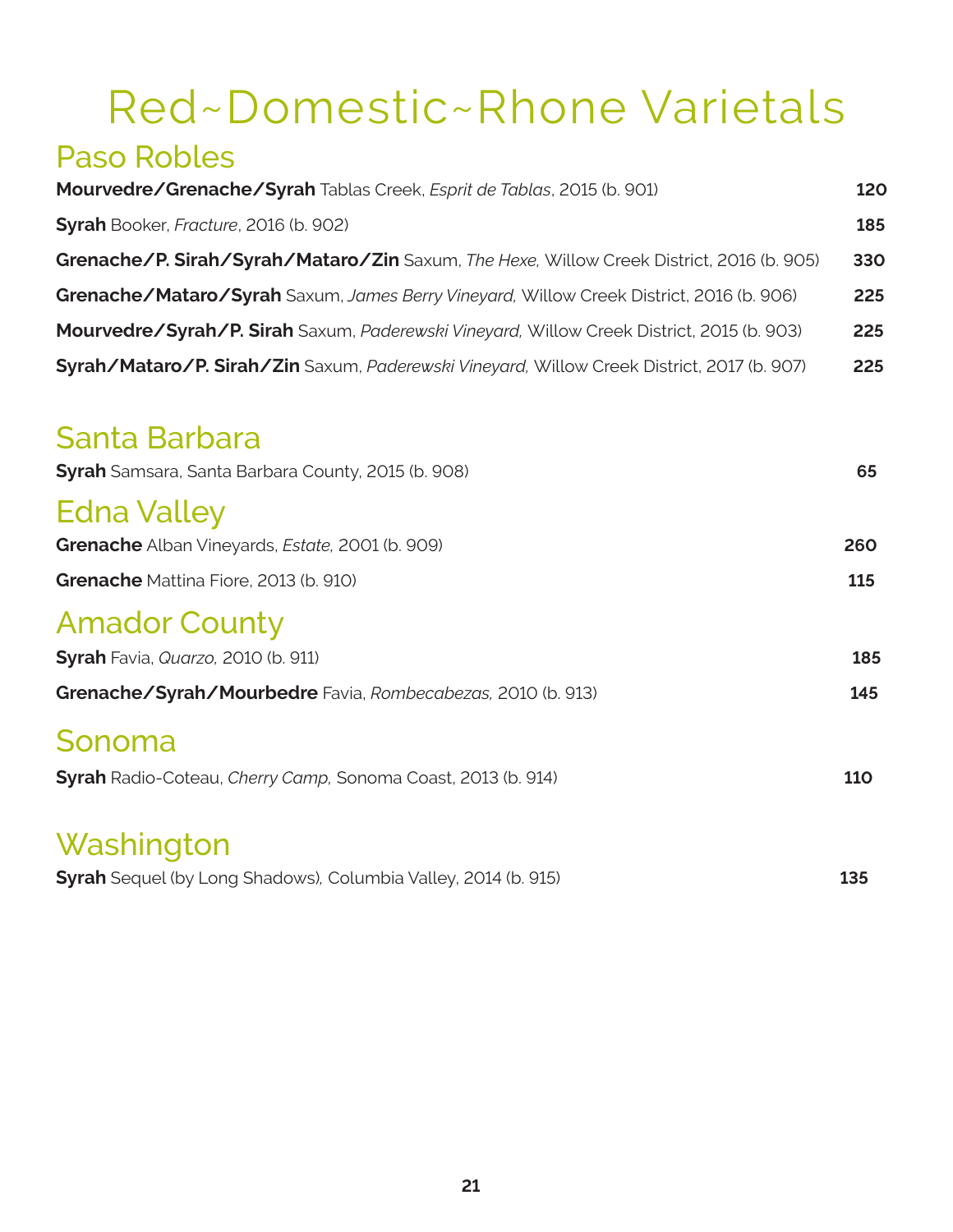# Red~Domestic~Rhone Varietals

## Paso Robles

**Mourvedre/Grenache/Syrah** Tablas Creek, *Esprit de Tablas*, 2015 (b. 901) **120**

**Syrah** Booker, *Fracture*, 2016 (b. 902) **185**

**Grenache/P. Sirah/Syrah/Mataro/Zin** Saxum, *The Hexe,* Willow Creek District, 2016 (b. 905) **330**

**Grenache/Mataro/Syrah** Saxum, *James Berry Vineyard,* Willow Creek District, 2016 (b. 906) **225**

**Mourvedre/Syrah/P. Sirah** Saxum, *Paderewski Vineyard,* Willow Creek District, 2015 (b. 903) **225**

**Syrah/Mataro/P. Sirah/Zin** Saxum, *Paderewski Vineyard,* Willow Creek District, 2017 (b. 907) **225**

## Santa Barbara

**Syrah** Samsara, Santa Barbara County, 2015 (b. 908) **65**

## Edna Valley

**Grenache** Alban Vineyards, *Estate,* 2001 (b. 909) **260**

**Grenache** Mattina Fiore, 2013 (b. 910) **115**

## Amador County

**Syrah** Favia, *Quarzo,* 2010 (b. 911) **185**

**Grenache/Syrah/Mourbedre** Favia, *Rombecabezas,* 2010 (b. 913) **145**

## Sonoma

**Syrah** Radio-Coteau, *Cherry Camp,* Sonoma Coast, 2013 (b. 914) **110**

## Washington

**Syrah** Sequel (by Long Shadows), Columbia Valley, 2014 (b. 915) **135**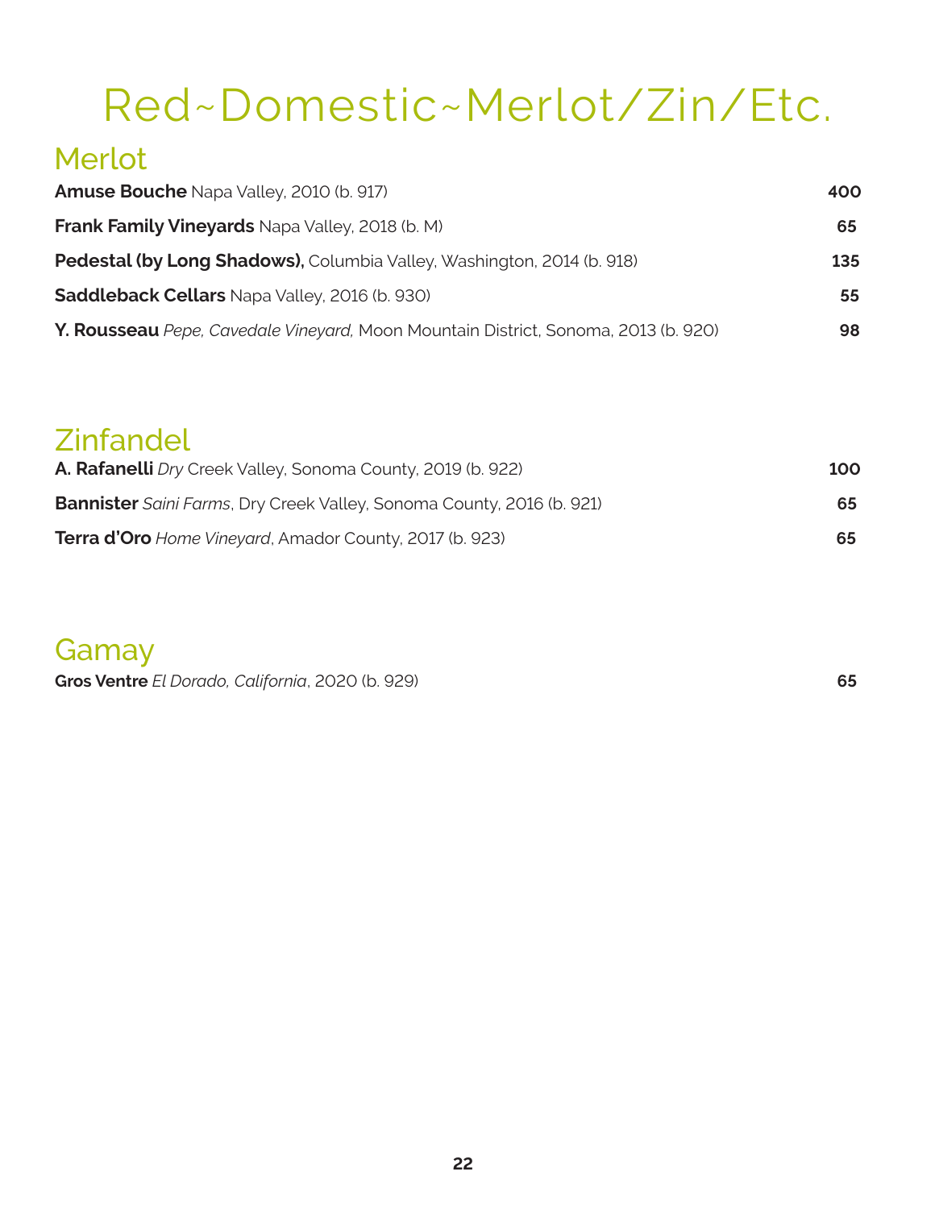# Red~Domestic~Merlot/Zin/Etc.

## Merlot

| | |
|---|---|
| **Amuse Bouche** Napa Valley, 2010 (b. 917) | **400** |
| **Frank Family Vineyards** Napa Valley, 2018 (b. M) | **65** |
| **Pedestal (by Long Shadows),** Columbia Valley, Washington, 2014 (b. 918) | **135** |
| **Saddleback Cellars** Napa Valley, 2016 (b. 930) | **55** |
| **Y. Rousseau** *Pepe, Cavedale Vineyard,* Moon Mountain District, Sonoma, 2013 (b. 920) | **98** |

## Zinfandel

| | |
|---|---|
| **A. Rafanelli** *Dry* Creek Valley, Sonoma County, 2019 (b. 922) | **100** |
| **Bannister** *Saini Farms*, Dry Creek Valley, Sonoma County, 2016 (b. 921) | **65** |
| **Terra d'Oro** *Home Vineyard*, Amador County, 2017 (b. 923) | **65** |

## Gamay

| | |
|---|---|
| **Gros Ventre** *El Dorado, California*, 2020 (b. 929) | **65** |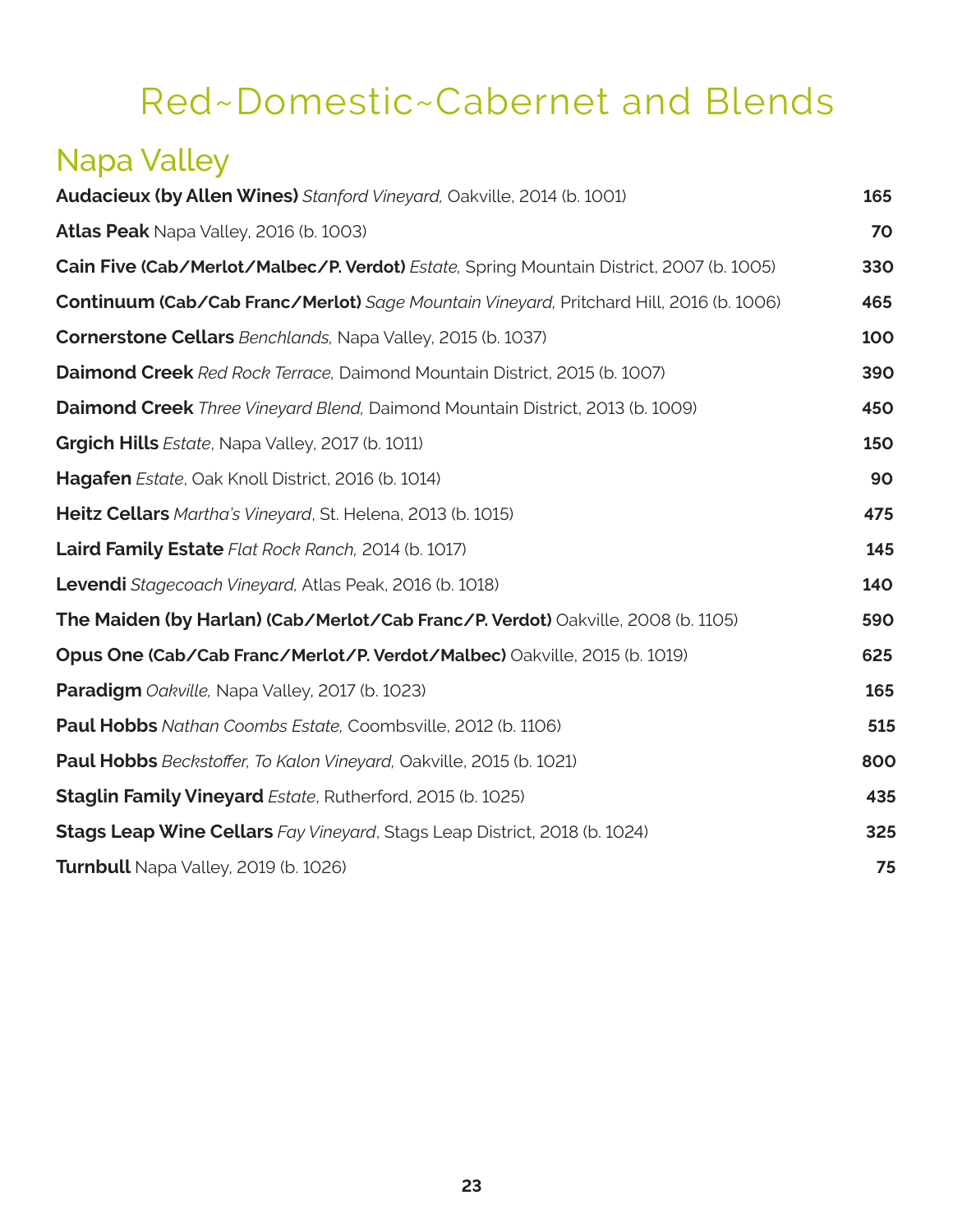# Red~Domestic~Cabernet and Blends

## Napa Valley

**Audacieux (by Allen Wines)** *Stanford Vineyard,* Oakville, 2014 (b. 1001) **165**

**Atlas Peak** Napa Valley, 2016 (b. 1003) **70**

**Cain Five (Cab/Merlot/Malbec/P. Verdot)** *Estate,* Spring Mountain District, 2007 (b. 1005) **330**

**Continuum (Cab/Cab Franc/Merlot)** *Sage Mountain Vineyard,* Pritchard Hill, 2016 (b. 1006) **465**

**Cornerstone Cellars** *Benchlands,* Napa Valley, 2015 (b. 1037) **100**

**Daimond Creek** *Red Rock Terrace,* Daimond Mountain District, 2015 (b. 1007) **390**

**Daimond Creek** *Three Vineyard Blend,* Daimond Mountain District, 2013 (b. 1009) **450**

**Grgich Hills** *Estate*, Napa Valley, 2017 (b. 1011) **150**

**Hagafen** *Estate*, Oak Knoll District, 2016 (b. 1014) **90**

**Heitz Cellars** *Martha's Vineyard*, St. Helena, 2013 (b. 1015) **475**

**Laird Family Estate** *Flat Rock Ranch,* 2014 (b. 1017) **145**

**Levendi** *Stagecoach Vineyard,* Atlas Peak, 2016 (b. 1018) **140**

**The Maiden (by Harlan) (Cab/Merlot/Cab Franc/P. Verdot)** Oakville, 2008 (b. 1105) **590**

**Opus One (Cab/Cab Franc/Merlot/P. Verdot/Malbec)** Oakville, 2015 (b. 1019) **625**

**Paradigm** *Oakville,* Napa Valley, 2017 (b. 1023) **165**

**Paul Hobbs** *Nathan Coombs Estate,* Coombsville, 2012 (b. 1106) **515**

**Paul Hobbs** *Beckstoffer, To Kalon Vineyard,* Oakville, 2015 (b. 1021) **800**

**Staglin Family Vineyard** *Estate*, Rutherford, 2015 (b. 1025) **435**

**Stags Leap Wine Cellars** *Fay Vineyard*, Stags Leap District, 2018 (b. 1024) **325**

**Turnbull** Napa Valley, 2019 (b. 1026) **75**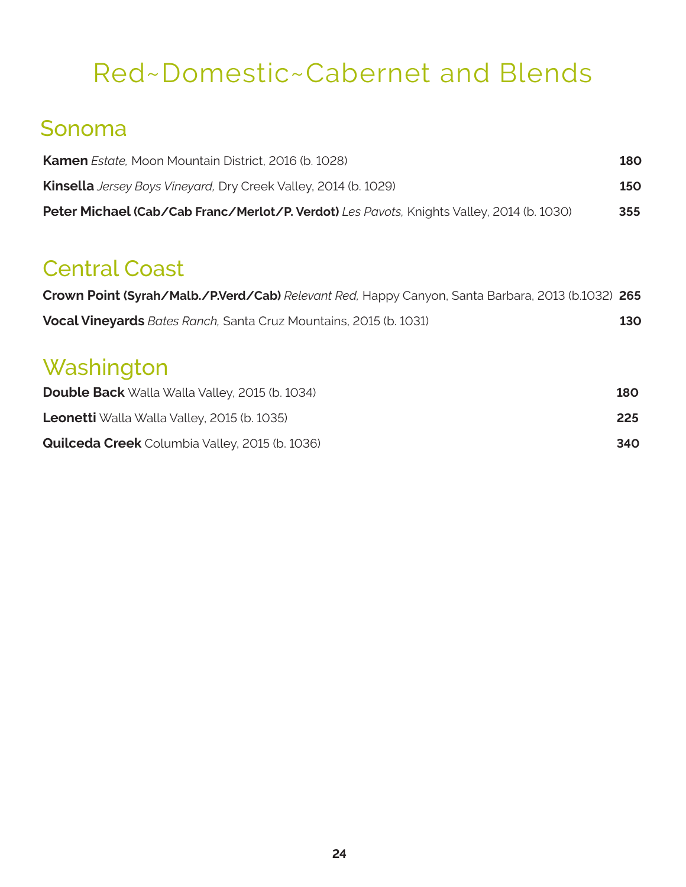# Red~Domestic~Cabernet and Blends

## Sonoma

**Kamen** *Estate,* Moon Mountain District, 2016 (b. 1028) **180**

**Kinsella** *Jersey Boys Vineyard,* Dry Creek Valley, 2014 (b. 1029) **150**

**Peter Michael (Cab/Cab Franc/Merlot/P. Verdot)** *Les Pavots,* Knights Valley, 2014 (b. 1030) **355**

## Central Coast

**Crown Point (Syrah/Malb./P.Verd/Cab)** *Relevant Red,* Happy Canyon, Santa Barbara, 2013 (b.1032) **265**

**Vocal Vineyards** *Bates Ranch,* Santa Cruz Mountains, 2015 (b. 1031) **130**

## Washington

**Double Back** Walla Walla Valley, 2015 (b. 1034) **180**

**Leonetti** Walla Walla Valley, 2015 (b. 1035) **225**

**Quilceda Creek** Columbia Valley, 2015 (b. 1036) **340**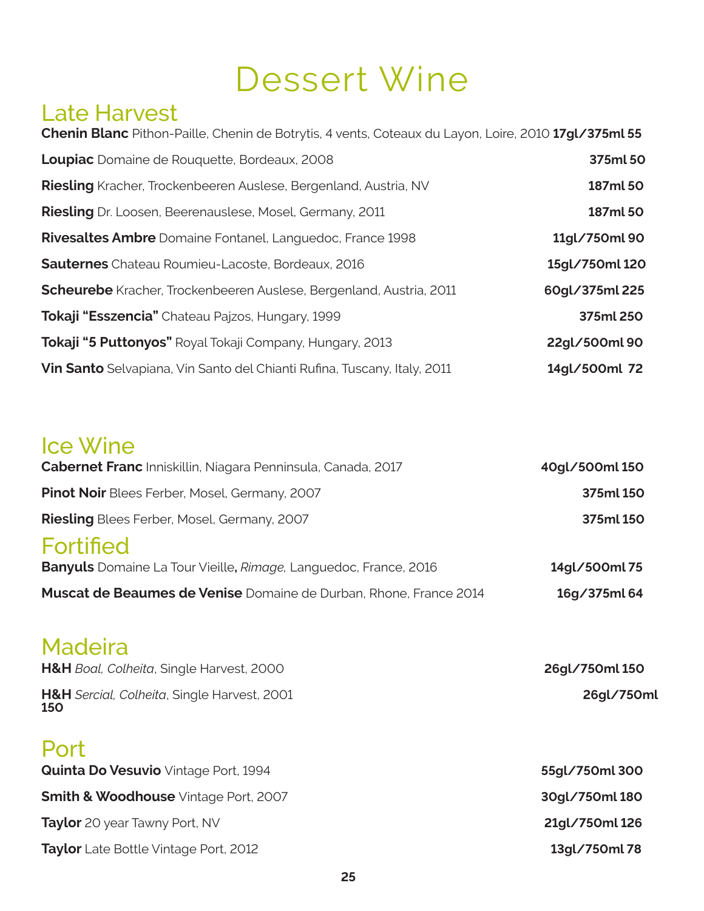# Dessert Wine

## Late Harvest

**Chenin Blanc** Pithon-Paille, Chenin de Botrytis, 4 vents, Coteaux du Layon, Loire, 2010 **17gl/375ml 55**

**Loupiac** Domaine de Rouquette, Bordeaux, 2008 **375ml 50**

**Riesling** Kracher, Trockenbeeren Auslese, Bergenland, Austria, NV **187ml 50**

**Riesling** Dr. Loosen, Beerenauslese, Mosel, Germany, 2011 **187ml 50**

**Rivesaltes Ambre** Domaine Fontanel, Languedoc, France 1998 **11gl/750ml 90**

**Sauternes** Chateau Roumieu-Lacoste, Bordeaux, 2016 **15gl/750ml 120**

**Scheurebe** Kracher, Trockenbeeren Auslese, Bergenland, Austria, 2011 **60gl/375ml 225**

**Tokaji "Esszencia"** Chateau Pajzos, Hungary, 1999 **375ml 250**

**Tokaji "5 Puttonyos"** Royal Tokaji Company, Hungary, 2013 **22gl/500ml 90**

**Vin Santo** Selvapiana, Vin Santo del Chianti Rufina, Tuscany, Italy, 2011 **14gl/500ml 72**

## Ice Wine

**Cabernet Franc** Inniskillin, Niagara Penninsula, Canada, 2017 **40gl/500ml 150**

**Pinot Noir** Blees Ferber, Mosel, Germany, 2007 **375ml 150**

**Riesling** Blees Ferber, Mosel, Germany, 2007 **375ml 150**

## Fortified

**Banyuls** Domaine La Tour Vieille**,** *Rimage,* Languedoc, France, 2016 **14gl/500ml 75**

**Muscat de Beaumes de Venise** Domaine de Durban, Rhone, France 2014 **16g/375ml 64**

## Madeira

**H&H** *Boal, Colheita*, Single Harvest, 2000 **26gl/750ml 150**

**H&H** *Sercial, Colheita*, Single Harvest, 2001 **26gl/750ml 150**

## Port

**Quinta Do Vesuvio** Vintage Port, 1994 **55gl/750ml 300**

**Smith & Woodhouse** Vintage Port, 2007 **30gl/750ml 180**

**Taylor** 20 year Tawny Port, NV **21gl/750ml 126**

**Taylor** Late Bottle Vintage Port, 2012 **13gl/750ml 78**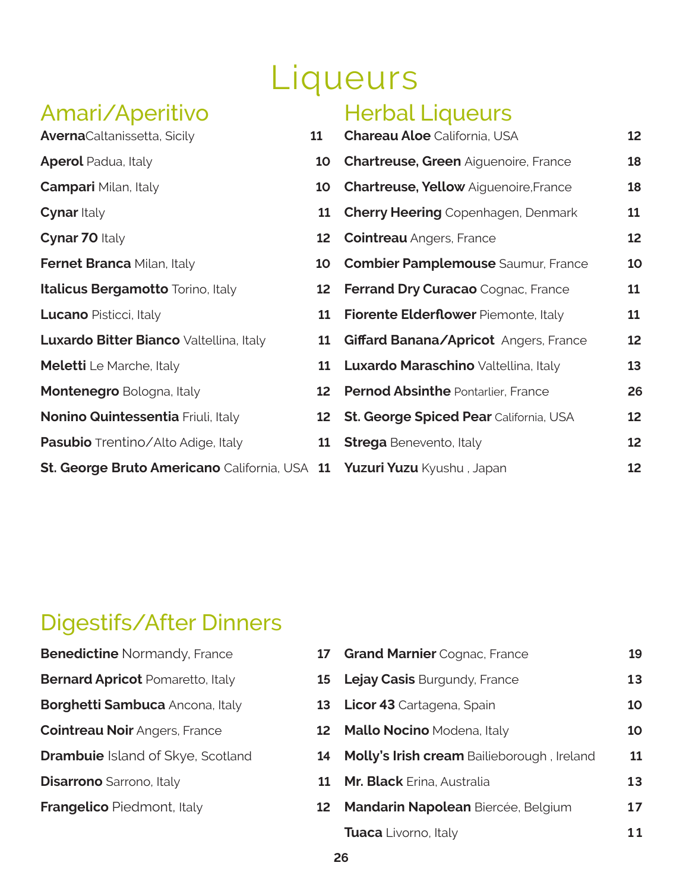# Liqueurs

## Amari/Aperitivo

| Item | Price |
|---|---|
| **Averna** Caltanissetta, Sicily | 11 |
| **Aperol** Padua, Italy | 10 |
| **Campari** Milan, Italy | 10 |
| **Cynar** Italy | 11 |
| **Cynar 70** Italy | 12 |
| **Fernet Branca** Milan, Italy | 10 |
| **Italicus Bergamotto** Torino, Italy | 12 |
| **Lucano** Pisticci, Italy | 11 |
| **Luxardo Bitter Bianco** Valtellina, Italy | 11 |
| **Meletti** Le Marche, Italy | 11 |
| **Montenegro** Bologna, Italy | 12 |
| **Nonino Quintessentia** Friuli, Italy | 12 |
| **Pasubio** Trentino/Alto Adige, Italy | 11 |
| **St. George Bruto Americano** California, USA | 11 |

## Herbal Liqueurs

| Item | Price |
|---|---|
| **Chareau Aloe** California, USA | 12 |
| **Chartreuse, Green** Aiguenoire, France | 18 |
| **Chartreuse, Yellow** Aiguenoire,France | 18 |
| **Cherry Heering** Copenhagen, Denmark | 11 |
| **Cointreau** Angers, France | 12 |
| **Combier Pamplemouse** Saumur, France | 10 |
| **Ferrand Dry Curacao** Cognac, France | 11 |
| **Fiorente Elderflower** Piemonte, Italy | 11 |
| **Giffard Banana/Apricot** Angers, France | 12 |
| **Luxardo Maraschino** Valtellina, Italy | 13 |
| **Pernod Absinthe** Pontarlier, France | 26 |
| **St. George Spiced Pear** California, USA | 12 |
| **Strega** Benevento, Italy | 12 |
| **Yuzuri Yuzu** Kyushu , Japan | 12 |

## Digestifs/After Dinners

| Item | Price |
|---|---|
| **Benedictine** Normandy, France | 17 |
| **Bernard Apricot** Pomaretto, Italy | 15 |
| **Borghetti Sambuca** Ancona, Italy | 13 |
| **Cointreau Noir** Angers, France | 12 |
| **Drambuie** Island of Skye, Scotland | 14 |
| **Disarrono** Sarrono, Italy | 11 |
| **Frangelico** Piedmont, Italy | 12 |
| **Grand Marnier** Cognac, France | 19 |
| **Lejay Casis** Burgundy, France | 13 |
| **Licor 43** Cartagena, Spain | 10 |
| **Mallo Nocino** Modena, Italy | 10 |
| **Molly's Irish cream** Bailieborough , Ireland | 11 |
| **Mr. Black** Erina, Australia | 13 |
| **Mandarin Napolean** Biercée, Belgium | 17 |
| **Tuaca** Livorno, Italy | 11 |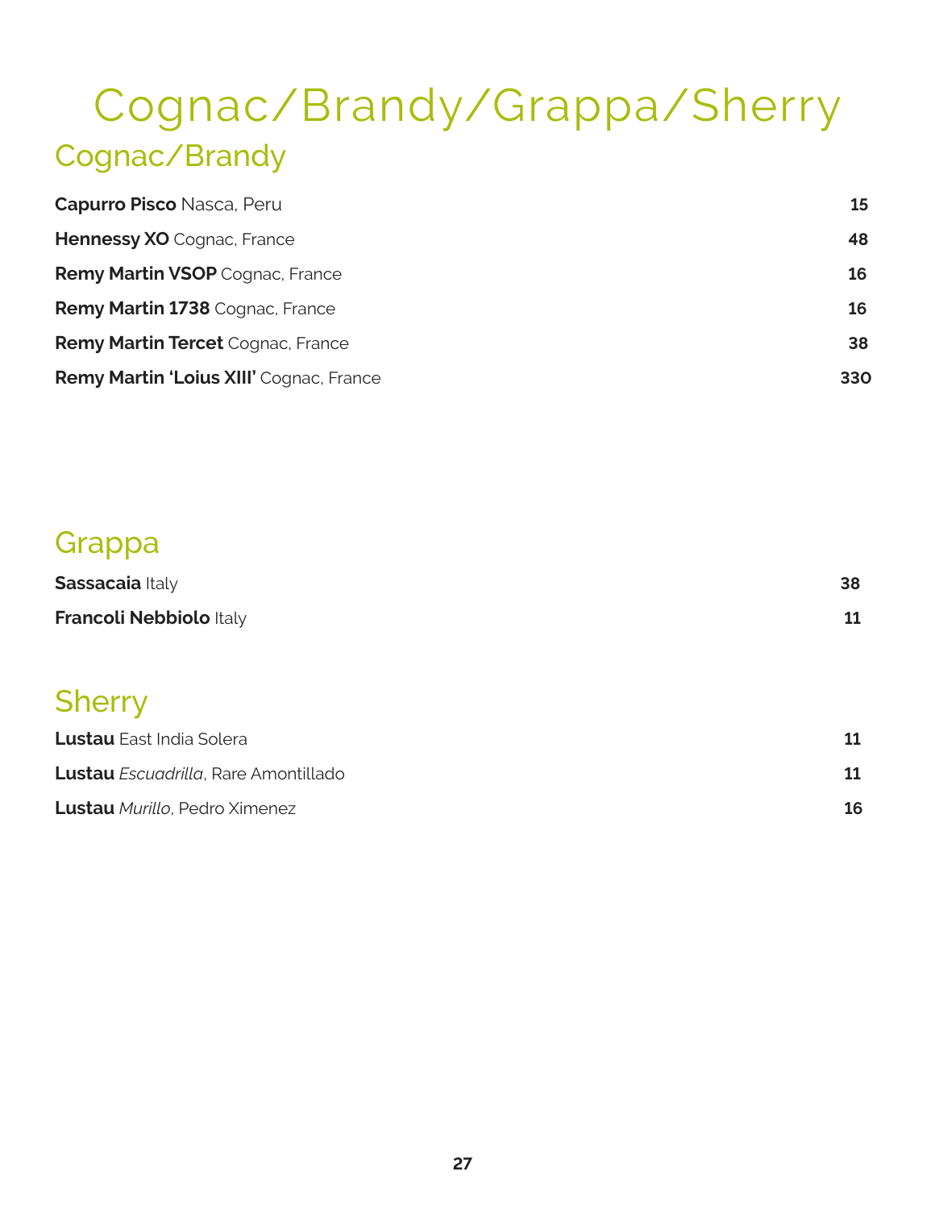# Cognac/Brandy/Grappa/Sherry

## Cognac/Brandy

| | |
|---|---|
| **Capurro Pisco** Nasca, Peru | **15** |
| **Hennessy XO** Cognac, France | **48** |
| **Remy Martin VSOP** Cognac, France | **16** |
| **Remy Martin 1738** Cognac, France | **16** |
| **Remy Martin Tercet** Cognac, France | **38** |
| **Remy Martin 'Loius XIII'** Cognac, France | **330** |

## Grappa

| | |
|---|---|
| **Sassacaia** Italy | **38** |
| **Francoli Nebbiolo** Italy | **11** |

## Sherry

| | |
|---|---|
| **Lustau** East India Solera | **11** |
| **Lustau** *Escuadrilla*, Rare Amontillado | **11** |
| **Lustau** *Murillo*, Pedro Ximenez | **16** |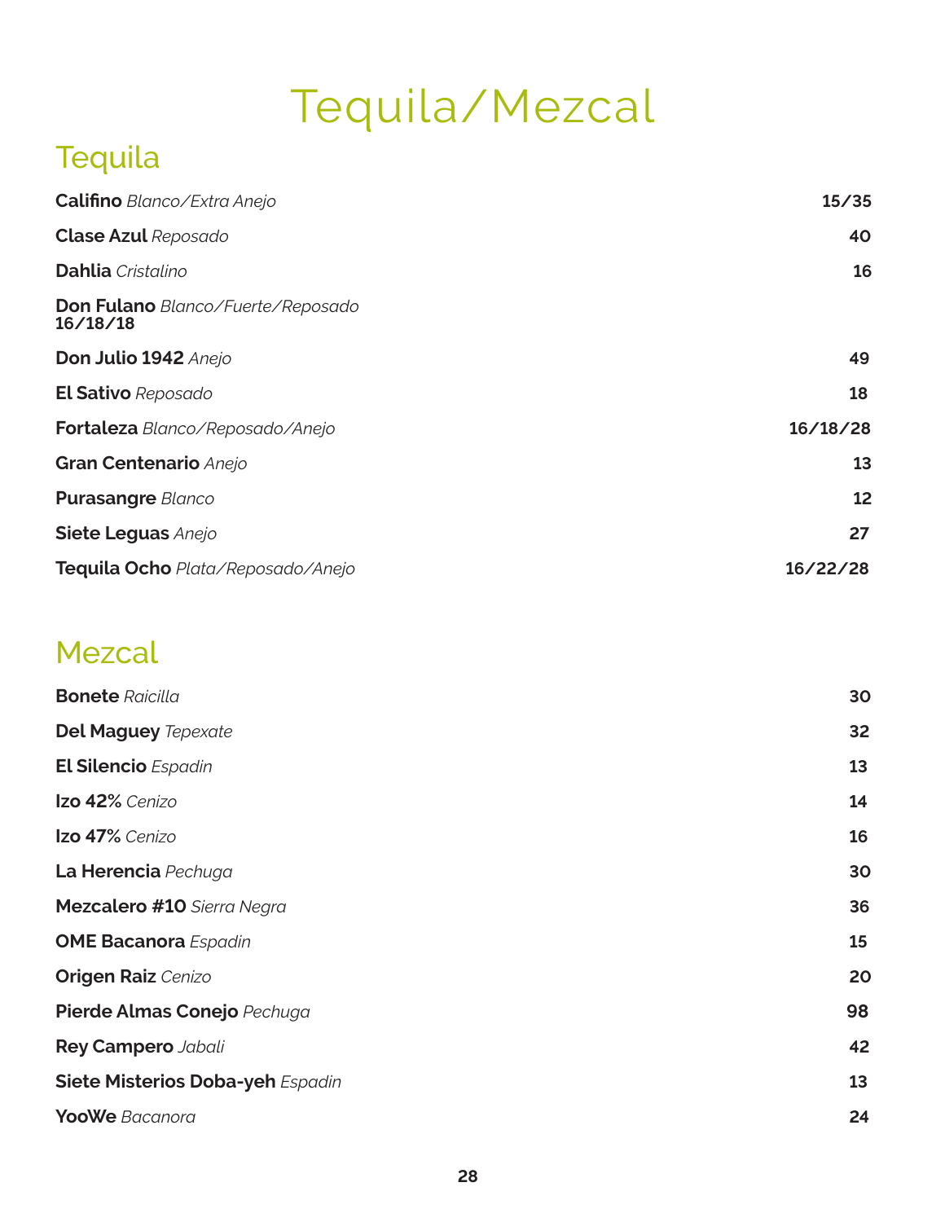# Tequila/Mezcal

## Tequila

| | |
|---|---|
| **Califino** *Blanco/Extra Anejo* | 15/35 |
| **Clase Azul** *Reposado* | 40 |
| **Dahlia** *Cristalino* | 16 |
| **Don Fulano** *Blanco/Fuerte/Reposado* 16/18/18 | |
| **Don Julio 1942** *Anejo* | 49 |
| **El Sativo** *Reposado* | 18 |
| **Fortaleza** *Blanco/Reposado/Anejo* | 16/18/28 |
| **Gran Centenario** *Anejo* | 13 |
| **Purasangre** *Blanco* | 12 |
| **Siete Leguas** *Anejo* | 27 |
| **Tequila Ocho** *Plata/Reposado/Anejo* | 16/22/28 |

## Mezcal

| | |
|---|---|
| **Bonete** *Raicilla* | 30 |
| **Del Maguey** *Tepexate* | 32 |
| **El Silencio** *Espadin* | 13 |
| **Izo 42%** *Cenizo* | 14 |
| **Izo 47%** *Cenizo* | 16 |
| **La Herencia** *Pechuga* | 30 |
| **Mezcalero #10** *Sierra Negra* | 36 |
| **OME Bacanora** *Espadin* | 15 |
| **Origen Raiz** *Cenizo* | 20 |
| **Pierde Almas Conejo** *Pechuga* | 98 |
| **Rey Campero** *Jabali* | 42 |
| **Siete Misterios Doba-yeh** *Espadin* | 13 |
| **YooWe** *Bacanora* | 24 |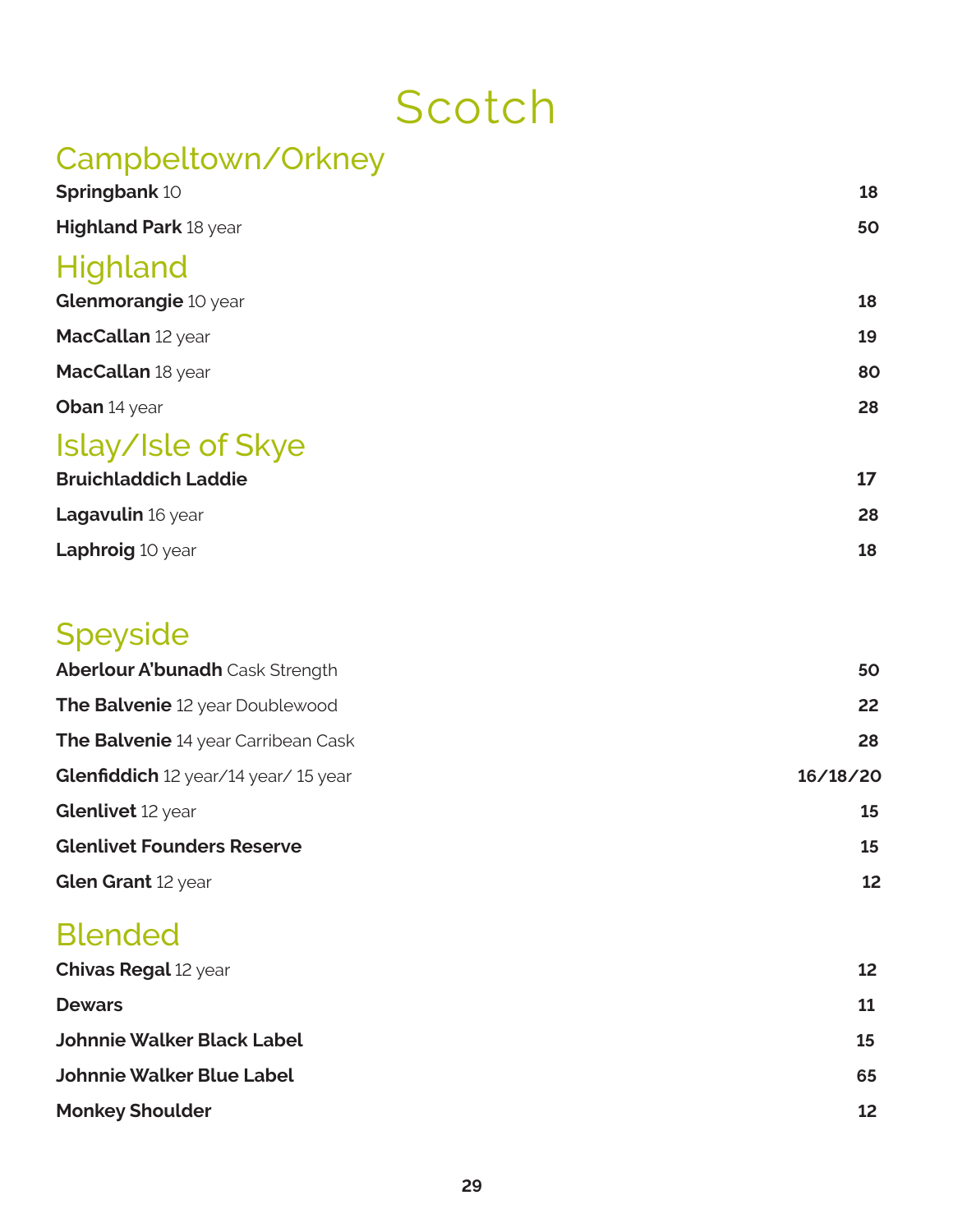# Scotch

## Campbeltown/Orkney

| | |
|---|---|
| **Springbank** 10 | **18** |
| **Highland Park** 18 year | **50** |

## Highland

| | |
|---|---|
| **Glenmorangie** 10 year | **18** |
| **MacCallan** 12 year | **19** |
| **MacCallan** 18 year | **80** |
| **Oban** 14 year | **28** |

## Islay/Isle of Skye

| | |
|---|---|
| **Bruichladdich Laddie** | **17** |
| **Lagavulin** 16 year | **28** |
| **Laphroig** 10 year | **18** |

## Speyside

| | |
|---|---|
| **Aberlour A'bunadh** Cask Strength | **50** |
| **The Balvenie** 12 year Doublewood | **22** |
| **The Balvenie** 14 year Carribean Cask | **28** |
| **Glenfiddich** 12 year/14 year/ 15 year | **16/18/20** |
| **Glenlivet** 12 year | **15** |
| **Glenlivet Founders Reserve** | **15** |
| **Glen Grant** 12 year | **12** |

## Blended

| | |
|---|---|
| **Chivas Regal** 12 year | **12** |
| **Dewars** | **11** |
| **Johnnie Walker Black Label** | **15** |
| **Johnnie Walker Blue Label** | **65** |
| **Monkey Shoulder** | **12** |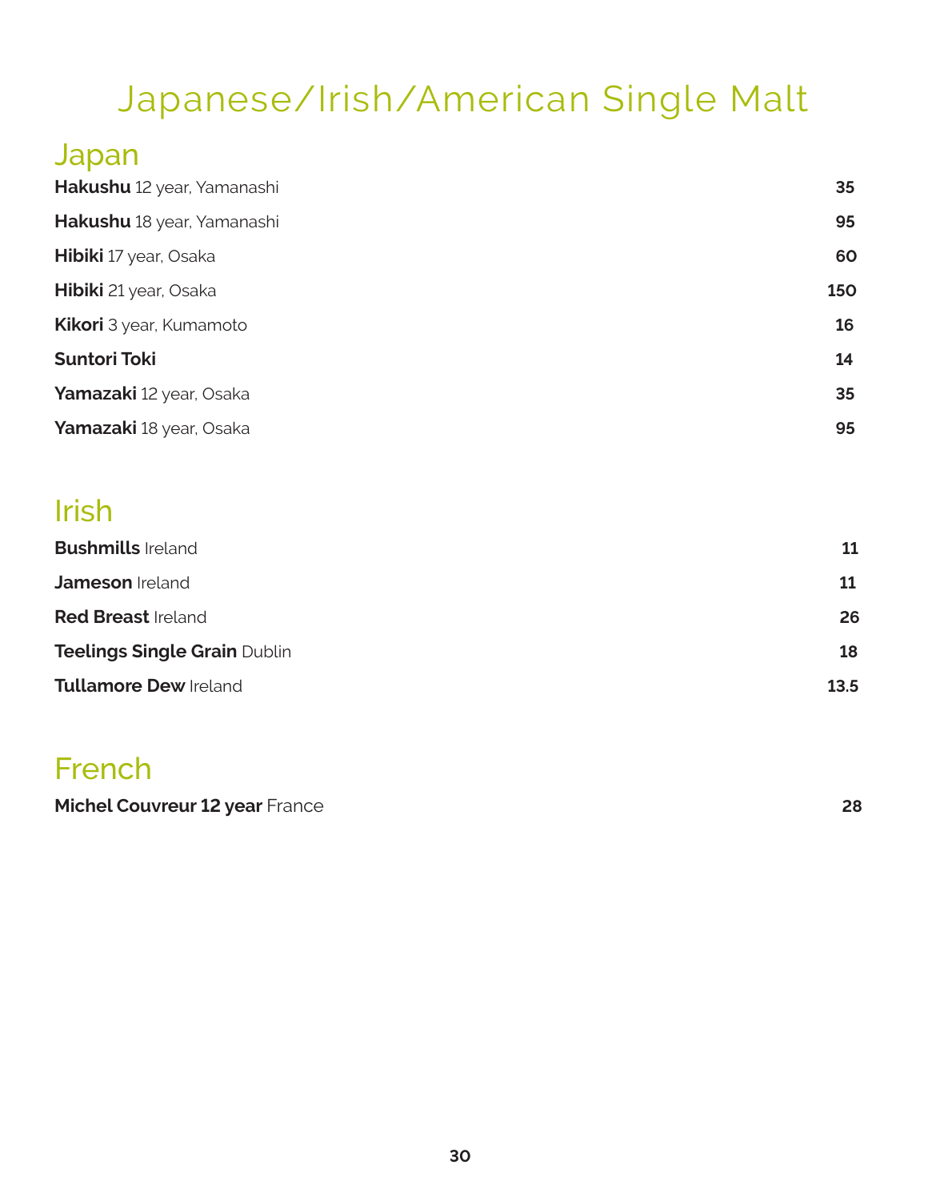# Japanese/Irish/American Single Malt

## Japan

| | |
|---|---|
| **Hakushu** 12 year, Yamanashi | **35** |
| **Hakushu** 18 year, Yamanashi | **95** |
| **Hibiki** 17 year, Osaka | **60** |
| **Hibiki** 21 year, Osaka | **150** |
| **Kikori** 3 year, Kumamoto | **16** |
| **Suntori Toki** | **14** |
| **Yamazaki** 12 year, Osaka | **35** |
| **Yamazaki** 18 year, Osaka | **95** |

## Irish

| | |
|---|---|
| **Bushmills** Ireland | **11** |
| **Jameson** Ireland | **11** |
| **Red Breast** Ireland | **26** |
| **Teelings Single Grain** Dublin | **18** |
| **Tullamore Dew** Ireland | **13.5** |

## French

| | |
|---|---|
| **Michel Couvreur 12 year** France | **28** |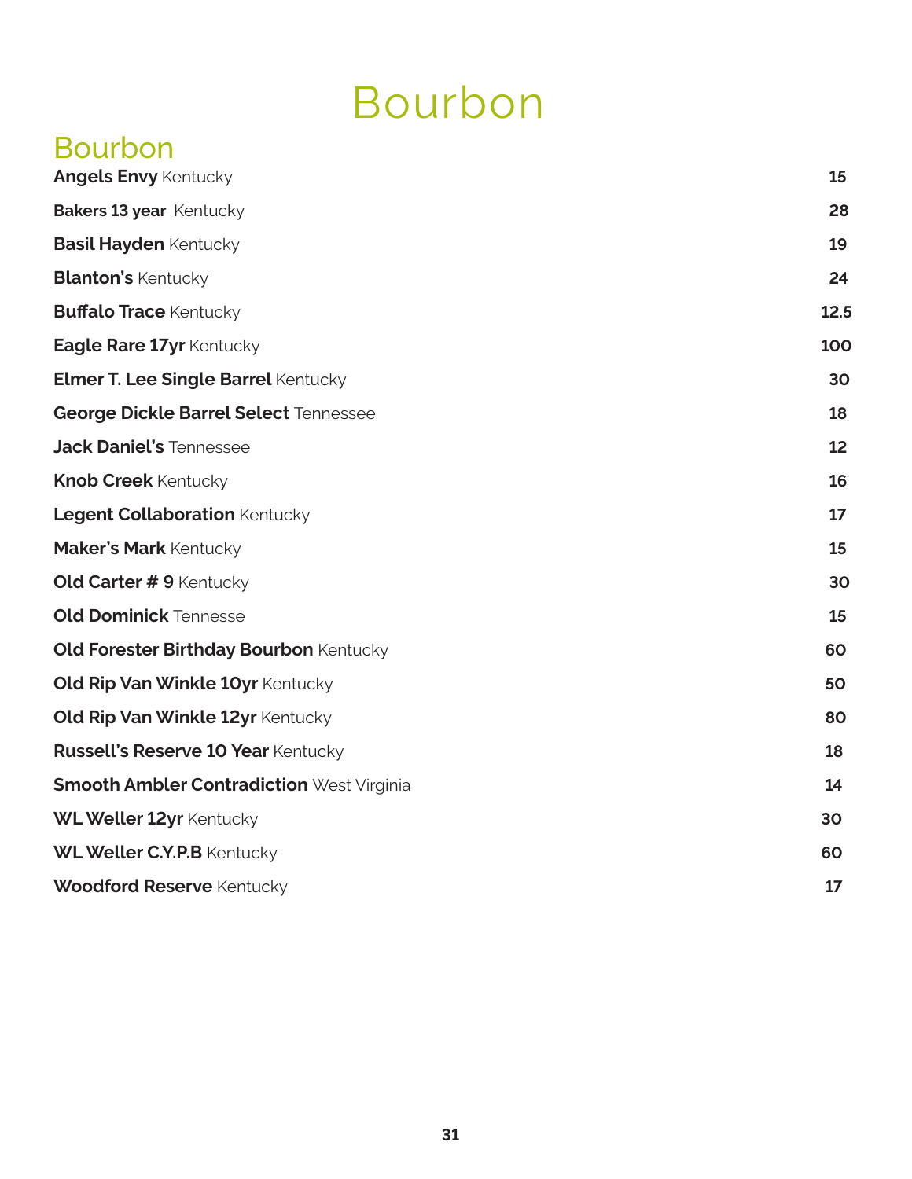# Bourbon

## Bourbon

| Item | Price |
| --- | --- |
| **Angels Envy** Kentucky | 15 |
| **Bakers 13 year** Kentucky | 28 |
| **Basil Hayden** Kentucky | 19 |
| **Blanton's** Kentucky | 24 |
| **Buffalo Trace** Kentucky | 12.5 |
| **Eagle Rare 17yr** Kentucky | 100 |
| **Elmer T. Lee Single Barrel** Kentucky | 30 |
| **George Dickle Barrel Select** Tennessee | 18 |
| **Jack Daniel's** Tennessee | 12 |
| **Knob Creek** Kentucky | 16 |
| **Legent Collaboration** Kentucky | 17 |
| **Maker's Mark** Kentucky | 15 |
| **Old Carter # 9** Kentucky | 30 |
| **Old Dominick** Tennesse | 15 |
| **Old Forester Birthday Bourbon** Kentucky | 60 |
| **Old Rip Van Winkle 10yr** Kentucky | 50 |
| **Old Rip Van Winkle 12yr** Kentucky | 80 |
| **Russell's Reserve 10 Year** Kentucky | 18 |
| **Smooth Ambler Contradiction** West Virginia | 14 |
| **WL Weller 12yr** Kentucky | 30 |
| **WL Weller C.Y.P.B** Kentucky | 60 |
| **Woodford Reserve** Kentucky | 17 |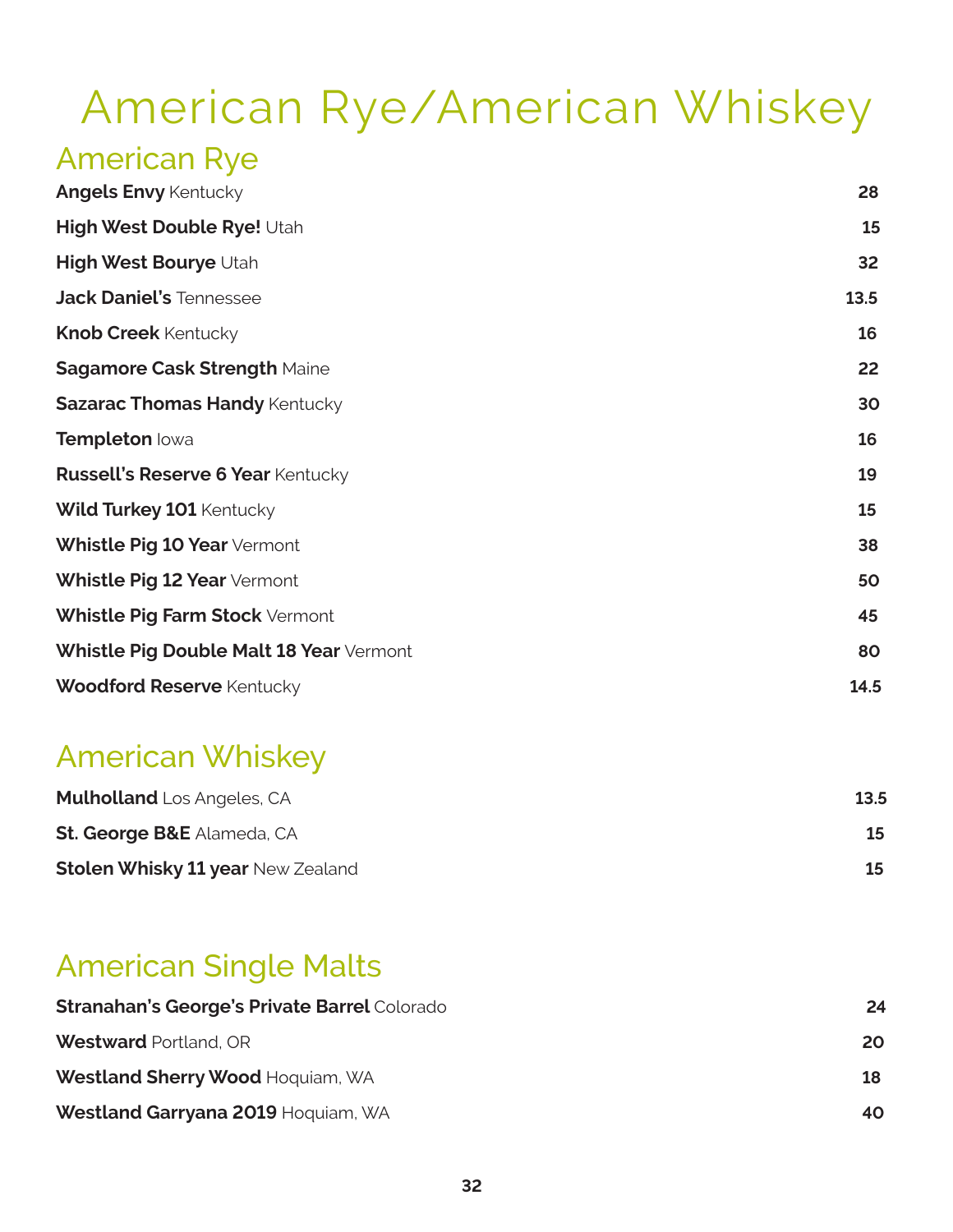# American Rye/American Whiskey

## American Rye

| | |
|---|---|
| **Angels Envy** Kentucky | 28 |
| **High West Double Rye!** Utah | 15 |
| **High West Bourye** Utah | 32 |
| **Jack Daniel's** Tennessee | 13.5 |
| **Knob Creek** Kentucky | 16 |
| **Sagamore Cask Strength** Maine | 22 |
| **Sazarac Thomas Handy** Kentucky | 30 |
| **Templeton** Iowa | 16 |
| **Russell's Reserve 6 Year** Kentucky | 19 |
| **Wild Turkey 101** Kentucky | 15 |
| **Whistle Pig 10 Year** Vermont | 38 |
| **Whistle Pig 12 Year** Vermont | 50 |
| **Whistle Pig Farm Stock** Vermont | 45 |
| **Whistle Pig Double Malt 18 Year** Vermont | 80 |
| **Woodford Reserve** Kentucky | 14.5 |

## American Whiskey

| | |
|---|---|
| **Mulholland** Los Angeles, CA | 13.5 |
| **St. George B&E** Alameda, CA | 15 |
| **Stolen Whisky 11 year** New Zealand | 15 |

## American Single Malts

| | |
|---|---|
| **Stranahan's George's Private Barrel** Colorado | 24 |
| **Westward** Portland, OR | 20 |
| **Westland Sherry Wood** Hoquiam, WA | 18 |
| **Westland Garryana 2019** Hoquiam, WA | 40 |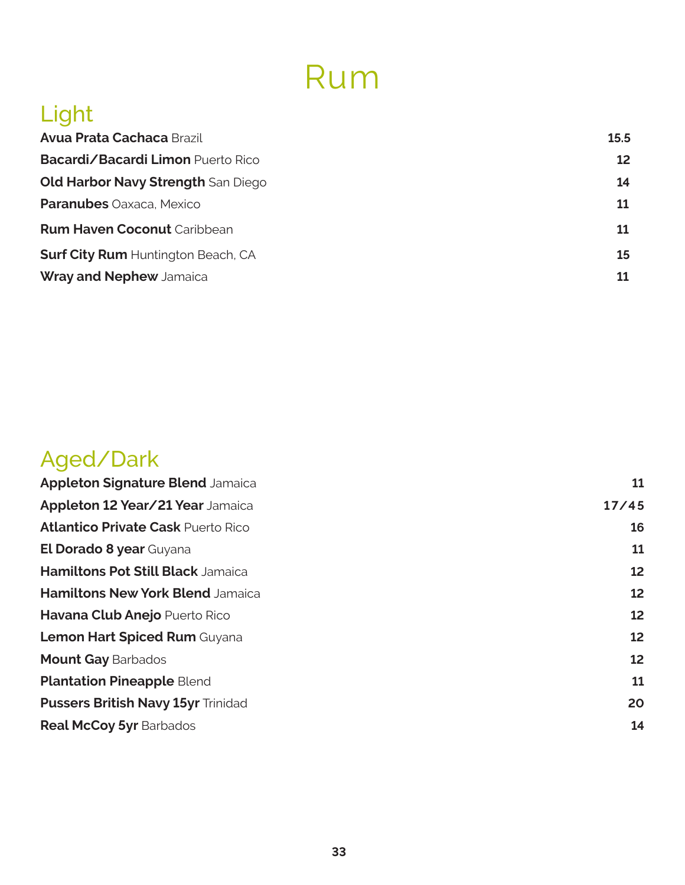# Rum

## Light

**Avua Prata Cachaca** Brazil 15.5

**Bacardi/Bacardi Limon** Puerto Rico 12

**Old Harbor Navy Strength** San Diego 14

**Paranubes** Oaxaca, Mexico 11

**Rum Haven Coconut** Caribbean 11

**Surf City Rum** Huntington Beach, CA 15

**Wray and Nephew** Jamaica 11

## Aged/Dark

**Appleton Signature Blend** Jamaica 11

**Appleton 12 Year/21 Year** Jamaica 17/45

**Atlantico Private Cask** Puerto Rico 16

**El Dorado 8 year** Guyana 11

**Hamiltons Pot Still Black** Jamaica 12

**Hamiltons New York Blend** Jamaica 12

**Havana Club Anejo** Puerto Rico 12

**Lemon Hart Spiced Rum** Guyana 12

**Mount Gay** Barbados 12

**Plantation Pineapple** Blend 11

**Pussers British Navy 15yr** Trinidad 20

**Real McCoy 5yr** Barbados 14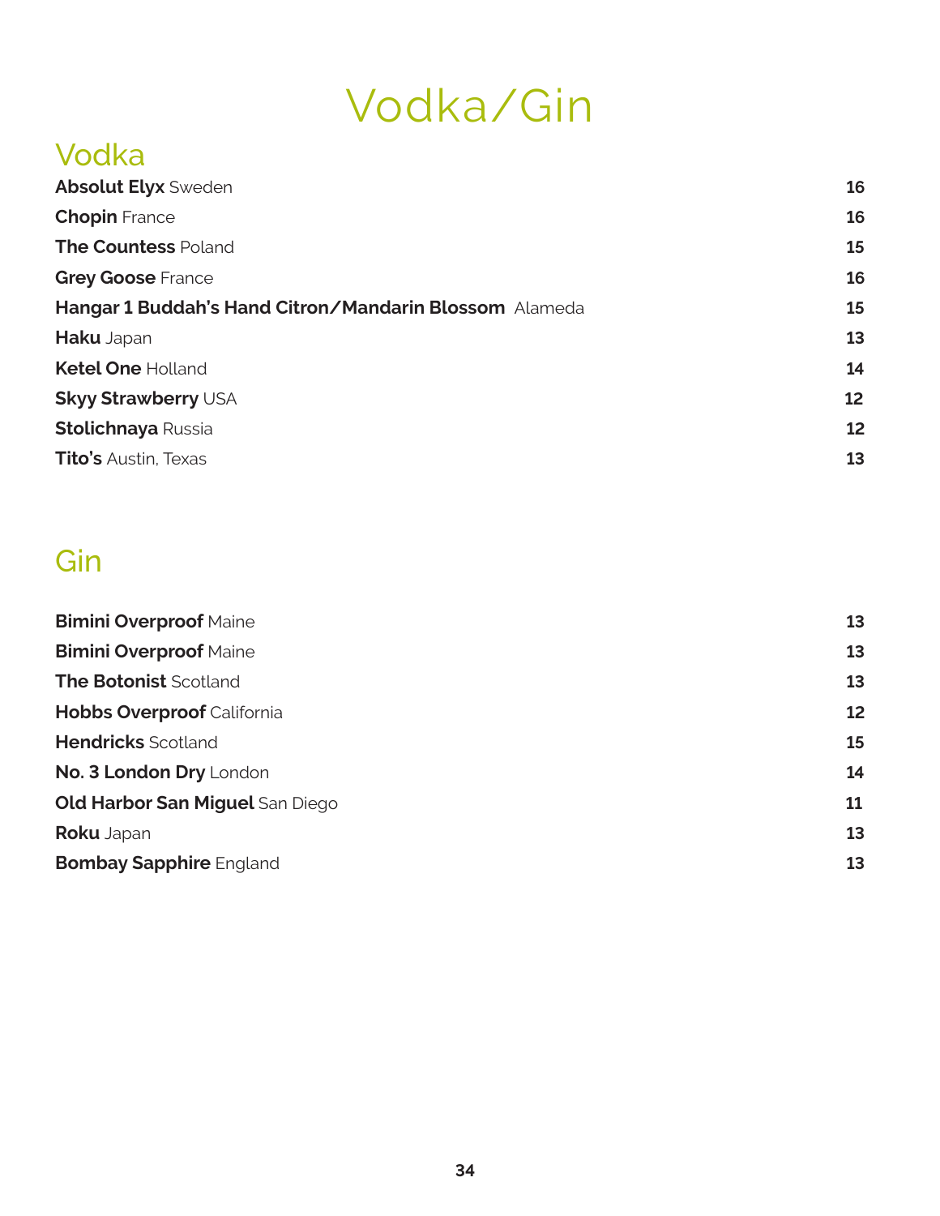# Vodka/Gin

## Vodka

| | |
|---|---|
| **Absolut Elyx** Sweden | **16** |
| **Chopin** France | **16** |
| **The Countess** Poland | **15** |
| **Grey Goose** France | **16** |
| **Hangar 1 Buddah's Hand Citron/Mandarin Blossom** Alameda | **15** |
| **Haku** Japan | **13** |
| **Ketel One** Holland | **14** |
| **Skyy Strawberry** USA | **12** |
| **Stolichnaya** Russia | **12** |
| **Tito's** Austin, Texas | **13** |

## Gin

| | |
|---|---|
| **Bimini Overproof** Maine | **13** |
| **Bimini Overproof** Maine | **13** |
| **The Botonist** Scotland | **13** |
| **Hobbs Overproof** California | **12** |
| **Hendricks** Scotland | **15** |
| **No. 3 London Dry** London | **14** |
| **Old Harbor San Miguel** San Diego | **11** |
| **Roku** Japan | **13** |
| **Bombay Sapphire** England | **13** |